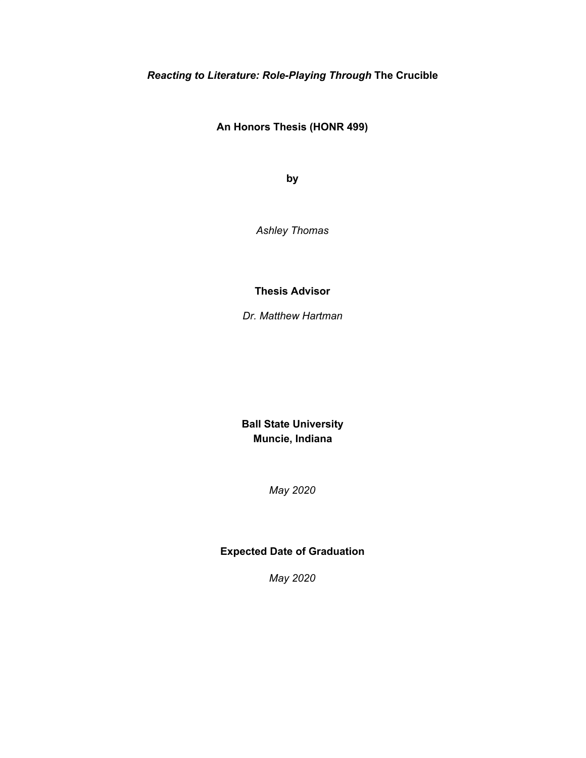# *Reacting to Literature: Role-Playing Through* The Crucible

**An Honors Thesis (HONR 499)**

**by**

*Ashley Thomas*

**Thesis Advisor**

*Dr. Matthew Hartman*

**Ball State University**
**Muncie, Indiana**

*May 2020*

**Expected Date of Graduation**

*May 2020*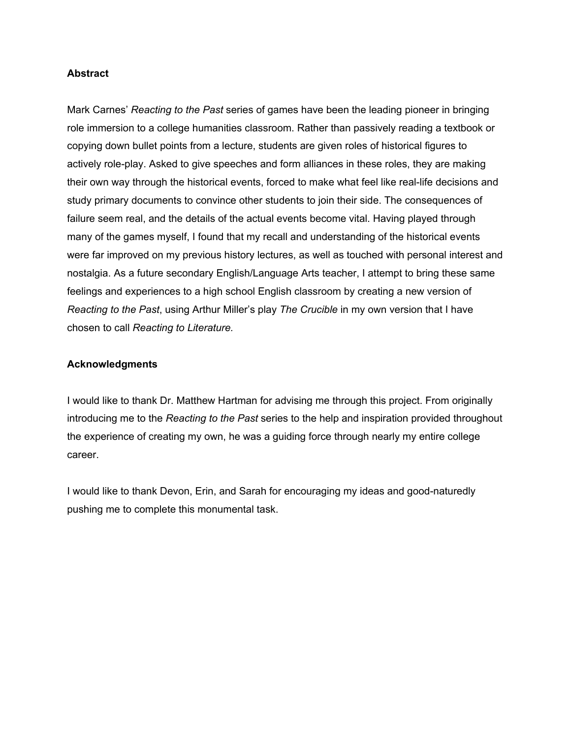**Abstract**

Mark Carnes' *Reacting to the Past* series of games have been the leading pioneer in bringing role immersion to a college humanities classroom. Rather than passively reading a textbook or copying down bullet points from a lecture, students are given roles of historical figures to actively role-play. Asked to give speeches and form alliances in these roles, they are making their own way through the historical events, forced to make what feel like real-life decisions and study primary documents to convince other students to join their side. The consequences of failure seem real, and the details of the actual events become vital. Having played through many of the games myself, I found that my recall and understanding of the historical events were far improved on my previous history lectures, as well as touched with personal interest and nostalgia. As a future secondary English/Language Arts teacher, I attempt to bring these same feelings and experiences to a high school English classroom by creating a new version of *Reacting to the Past*, using Arthur Miller's play *The Crucible* in my own version that I have chosen to call *Reacting to Literature.*

**Acknowledgments**

I would like to thank Dr. Matthew Hartman for advising me through this project. From originally introducing me to the *Reacting to the Past* series to the help and inspiration provided throughout the experience of creating my own, he was a guiding force through nearly my entire college career.

I would like to thank Devon, Erin, and Sarah for encouraging my ideas and good-naturedly pushing me to complete this monumental task.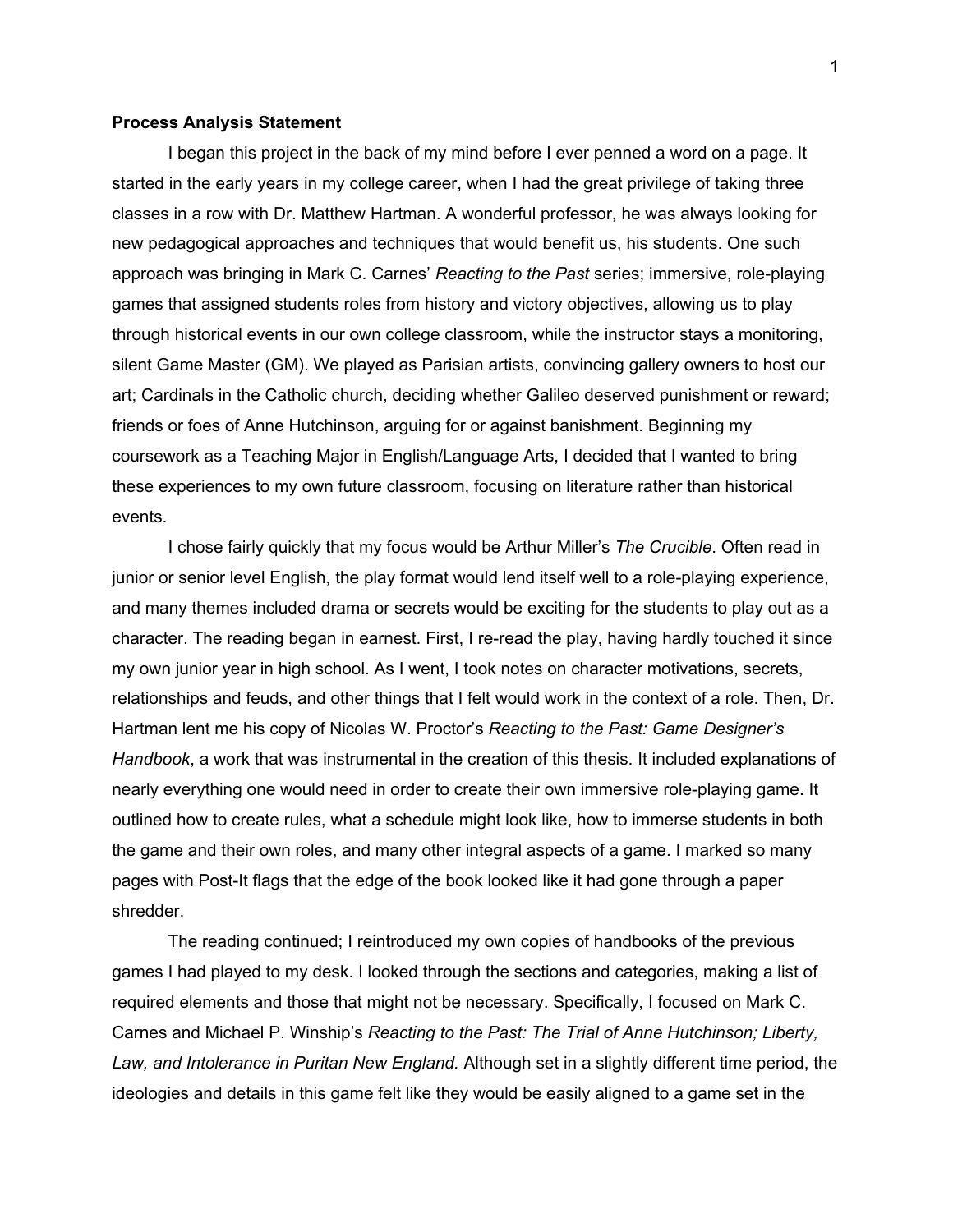**Process Analysis Statement**

I began this project in the back of my mind before I ever penned a word on a page. It started in the early years in my college career, when I had the great privilege of taking three classes in a row with Dr. Matthew Hartman. A wonderful professor, he was always looking for new pedagogical approaches and techniques that would benefit us, his students. One such approach was bringing in Mark C. Carnes' *Reacting to the Past* series; immersive, role-playing games that assigned students roles from history and victory objectives, allowing us to play through historical events in our own college classroom, while the instructor stays a monitoring, silent Game Master (GM). We played as Parisian artists, convincing gallery owners to host our art; Cardinals in the Catholic church, deciding whether Galileo deserved punishment or reward; friends or foes of Anne Hutchinson, arguing for or against banishment. Beginning my coursework as a Teaching Major in English/Language Arts, I decided that I wanted to bring these experiences to my own future classroom, focusing on literature rather than historical events.

I chose fairly quickly that my focus would be Arthur Miller's *The Crucible*. Often read in junior or senior level English, the play format would lend itself well to a role-playing experience, and many themes included drama or secrets would be exciting for the students to play out as a character. The reading began in earnest. First, I re-read the play, having hardly touched it since my own junior year in high school. As I went, I took notes on character motivations, secrets, relationships and feuds, and other things that I felt would work in the context of a role. Then, Dr. Hartman lent me his copy of Nicolas W. Proctor's *Reacting to the Past: Game Designer's Handbook*, a work that was instrumental in the creation of this thesis. It included explanations of nearly everything one would need in order to create their own immersive role-playing game. It outlined how to create rules, what a schedule might look like, how to immerse students in both the game and their own roles, and many other integral aspects of a game. I marked so many pages with Post-It flags that the edge of the book looked like it had gone through a paper shredder.

The reading continued; I reintroduced my own copies of handbooks of the previous games I had played to my desk. I looked through the sections and categories, making a list of required elements and those that might not be necessary. Specifically, I focused on Mark C. Carnes and Michael P. Winship's *Reacting to the Past: The Trial of Anne Hutchinson; Liberty, Law, and Intolerance in Puritan New England.* Although set in a slightly different time period, the ideologies and details in this game felt like they would be easily aligned to a game set in the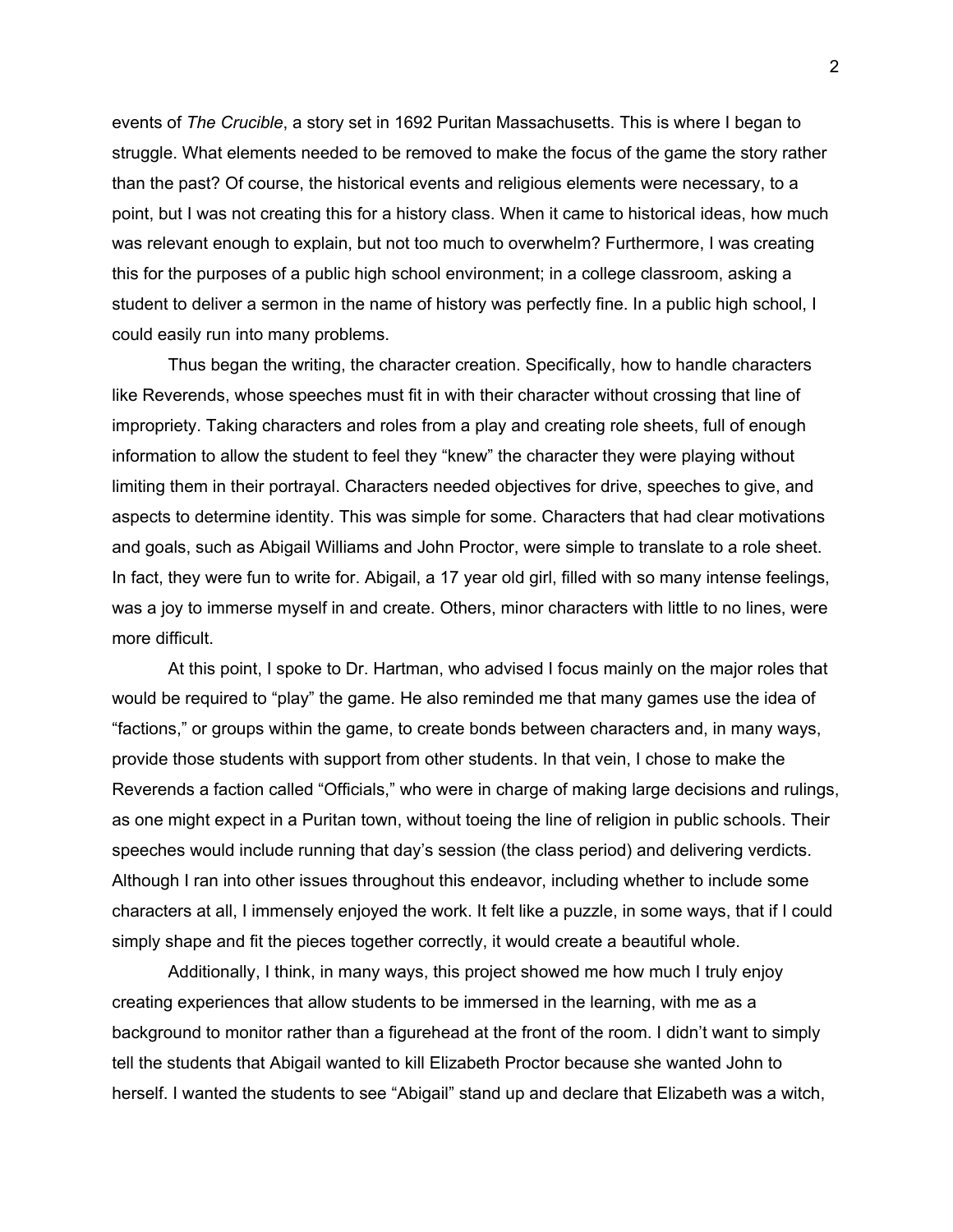events of *The Crucible*, a story set in 1692 Puritan Massachusetts. This is where I began to struggle. What elements needed to be removed to make the focus of the game the story rather than the past? Of course, the historical events and religious elements were necessary, to a point, but I was not creating this for a history class. When it came to historical ideas, how much was relevant enough to explain, but not too much to overwhelm? Furthermore, I was creating this for the purposes of a public high school environment; in a college classroom, asking a student to deliver a sermon in the name of history was perfectly fine. In a public high school, I could easily run into many problems.

Thus began the writing, the character creation. Specifically, how to handle characters like Reverends, whose speeches must fit in with their character without crossing that line of impropriety. Taking characters and roles from a play and creating role sheets, full of enough information to allow the student to feel they "knew" the character they were playing without limiting them in their portrayal. Characters needed objectives for drive, speeches to give, and aspects to determine identity. This was simple for some. Characters that had clear motivations and goals, such as Abigail Williams and John Proctor, were simple to translate to a role sheet. In fact, they were fun to write for. Abigail, a 17 year old girl, filled with so many intense feelings, was a joy to immerse myself in and create. Others, minor characters with little to no lines, were more difficult.

At this point, I spoke to Dr. Hartman, who advised I focus mainly on the major roles that would be required to "play" the game. He also reminded me that many games use the idea of "factions," or groups within the game, to create bonds between characters and, in many ways, provide those students with support from other students. In that vein, I chose to make the Reverends a faction called "Officials," who were in charge of making large decisions and rulings, as one might expect in a Puritan town, without toeing the line of religion in public schools. Their speeches would include running that day's session (the class period) and delivering verdicts. Although I ran into other issues throughout this endeavor, including whether to include some characters at all, I immensely enjoyed the work. It felt like a puzzle, in some ways, that if I could simply shape and fit the pieces together correctly, it would create a beautiful whole.

Additionally, I think, in many ways, this project showed me how much I truly enjoy creating experiences that allow students to be immersed in the learning, with me as a background to monitor rather than a figurehead at the front of the room. I didn't want to simply tell the students that Abigail wanted to kill Elizabeth Proctor because she wanted John to herself. I wanted the students to see "Abigail" stand up and declare that Elizabeth was a witch,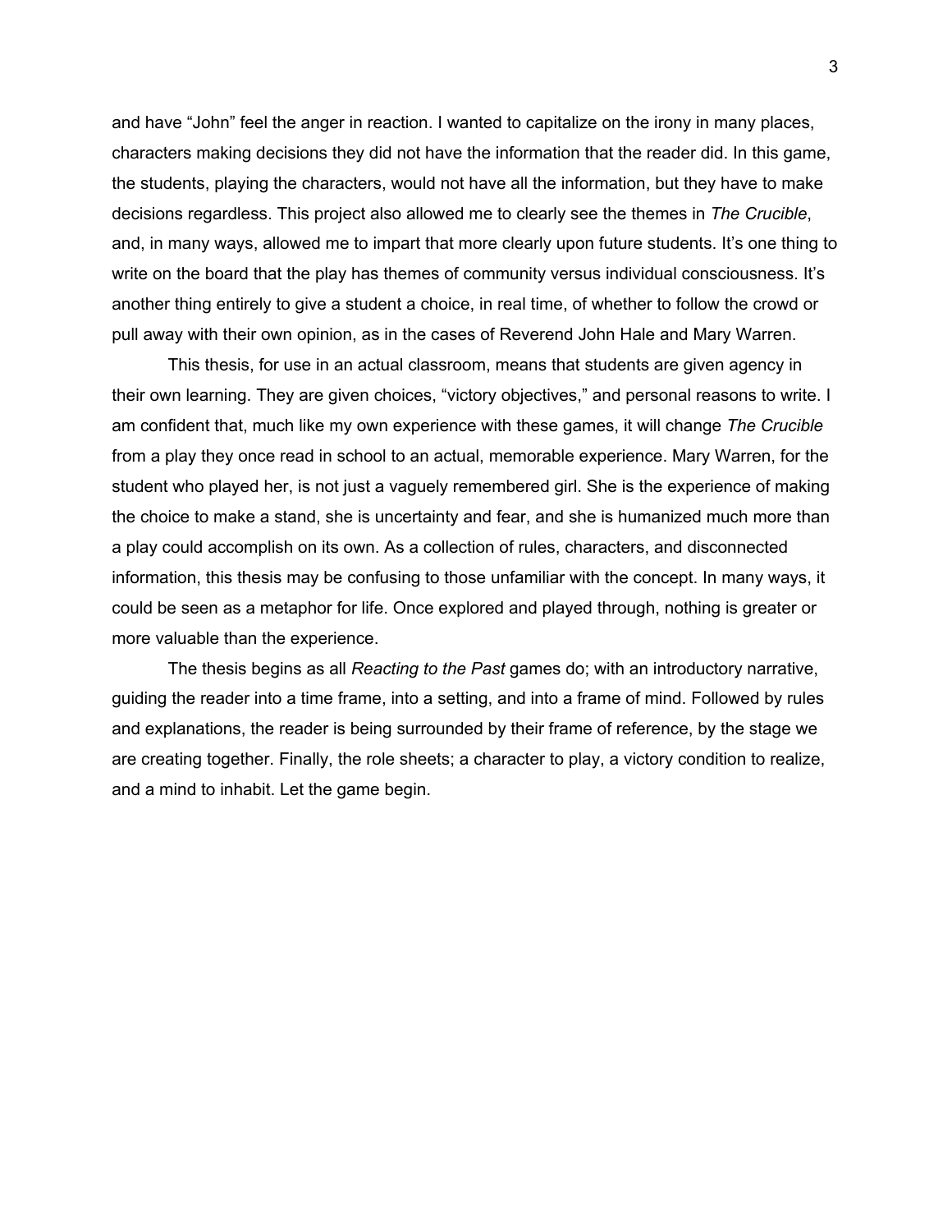and have “John” feel the anger in reaction. I wanted to capitalize on the irony in many places, characters making decisions they did not have the information that the reader did. In this game, the students, playing the characters, would not have all the information, but they have to make decisions regardless. This project also allowed me to clearly see the themes in *The Crucible*, and, in many ways, allowed me to impart that more clearly upon future students. It’s one thing to write on the board that the play has themes of community versus individual consciousness. It’s another thing entirely to give a student a choice, in real time, of whether to follow the crowd or pull away with their own opinion, as in the cases of Reverend John Hale and Mary Warren.

This thesis, for use in an actual classroom, means that students are given agency in their own learning. They are given choices, “victory objectives,” and personal reasons to write. I am confident that, much like my own experience with these games, it will change *The Crucible* from a play they once read in school to an actual, memorable experience. Mary Warren, for the student who played her, is not just a vaguely remembered girl. She is the experience of making the choice to make a stand, she is uncertainty and fear, and she is humanized much more than a play could accomplish on its own. As a collection of rules, characters, and disconnected information, this thesis may be confusing to those unfamiliar with the concept. In many ways, it could be seen as a metaphor for life. Once explored and played through, nothing is greater or more valuable than the experience.

The thesis begins as all *Reacting to the Past* games do; with an introductory narrative, guiding the reader into a time frame, into a setting, and into a frame of mind. Followed by rules and explanations, the reader is being surrounded by their frame of reference, by the stage we are creating together. Finally, the role sheets; a character to play, a victory condition to realize, and a mind to inhabit. Let the game begin.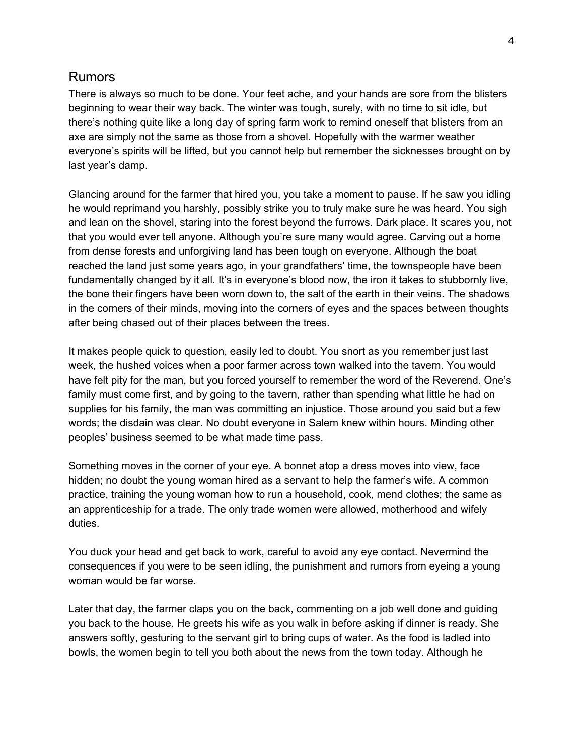## Rumors

There is always so much to be done. Your feet ache, and your hands are sore from the blisters beginning to wear their way back. The winter was tough, surely, with no time to sit idle, but there's nothing quite like a long day of spring farm work to remind oneself that blisters from an axe are simply not the same as those from a shovel. Hopefully with the warmer weather everyone's spirits will be lifted, but you cannot help but remember the sicknesses brought on by last year's damp.

Glancing around for the farmer that hired you, you take a moment to pause. If he saw you idling he would reprimand you harshly, possibly strike you to truly make sure he was heard. You sigh and lean on the shovel, staring into the forest beyond the furrows. Dark place. It scares you, not that you would ever tell anyone. Although you're sure many would agree. Carving out a home from dense forests and unforgiving land has been tough on everyone. Although the boat reached the land just some years ago, in your grandfathers' time, the townspeople have been fundamentally changed by it all. It's in everyone's blood now, the iron it takes to stubbornly live, the bone their fingers have been worn down to, the salt of the earth in their veins. The shadows in the corners of their minds, moving into the corners of eyes and the spaces between thoughts after being chased out of their places between the trees.

It makes people quick to question, easily led to doubt. You snort as you remember just last week, the hushed voices when a poor farmer across town walked into the tavern. You would have felt pity for the man, but you forced yourself to remember the word of the Reverend. One's family must come first, and by going to the tavern, rather than spending what little he had on supplies for his family, the man was committing an injustice. Those around you said but a few words; the disdain was clear. No doubt everyone in Salem knew within hours. Minding other peoples' business seemed to be what made time pass.

Something moves in the corner of your eye. A bonnet atop a dress moves into view, face hidden; no doubt the young woman hired as a servant to help the farmer's wife. A common practice, training the young woman how to run a household, cook, mend clothes; the same as an apprenticeship for a trade. The only trade women were allowed, motherhood and wifely duties.

You duck your head and get back to work, careful to avoid any eye contact. Nevermind the consequences if you were to be seen idling, the punishment and rumors from eyeing a young woman would be far worse.

Later that day, the farmer claps you on the back, commenting on a job well done and guiding you back to the house. He greets his wife as you walk in before asking if dinner is ready. She answers softly, gesturing to the servant girl to bring cups of water. As the food is ladled into bowls, the women begin to tell you both about the news from the town today. Although he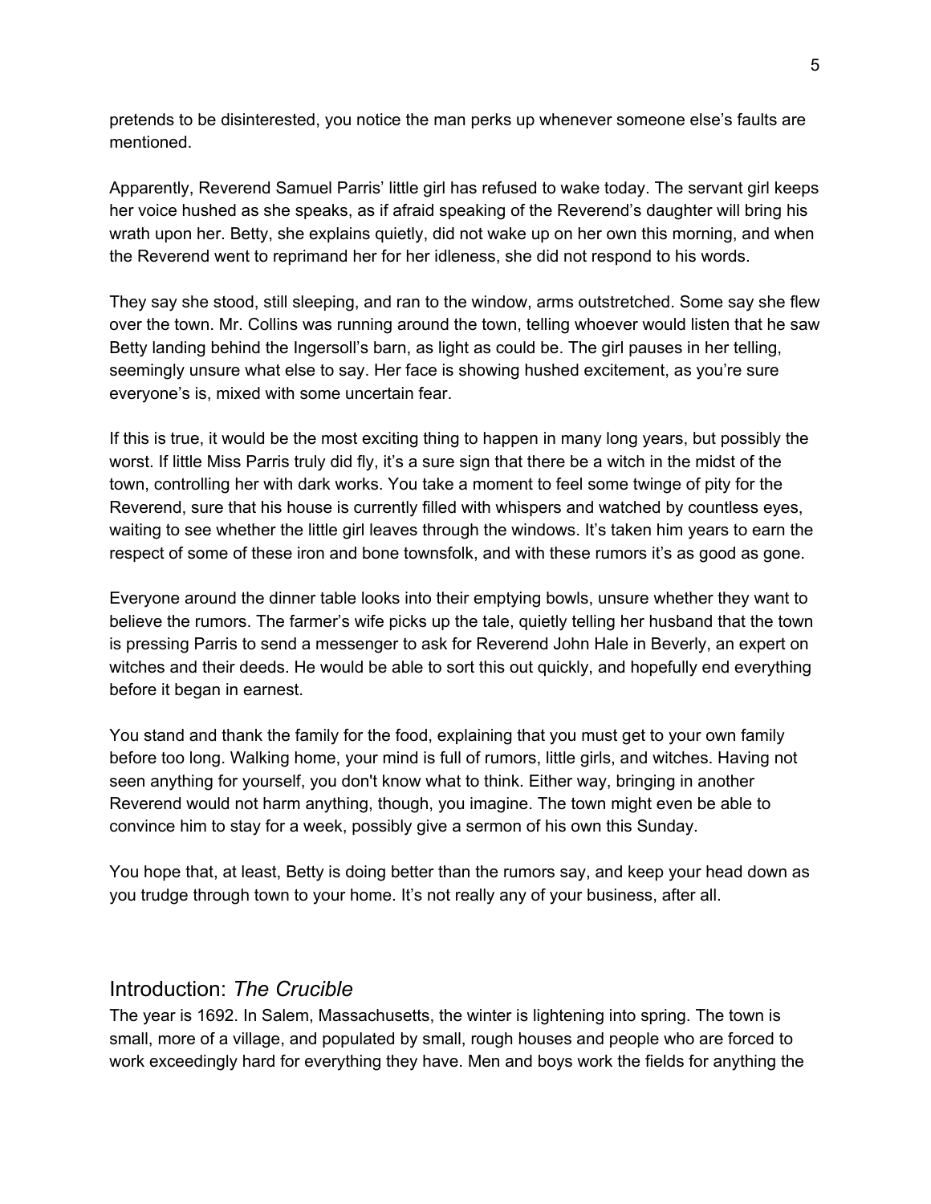pretends to be disinterested, you notice the man perks up whenever someone else's faults are mentioned.

Apparently, Reverend Samuel Parris' little girl has refused to wake today. The servant girl keeps her voice hushed as she speaks, as if afraid speaking of the Reverend's daughter will bring his wrath upon her. Betty, she explains quietly, did not wake up on her own this morning, and when the Reverend went to reprimand her for her idleness, she did not respond to his words.

They say she stood, still sleeping, and ran to the window, arms outstretched. Some say she flew over the town. Mr. Collins was running around the town, telling whoever would listen that he saw Betty landing behind the Ingersoll's barn, as light as could be. The girl pauses in her telling, seemingly unsure what else to say. Her face is showing hushed excitement, as you're sure everyone's is, mixed with some uncertain fear.

If this is true, it would be the most exciting thing to happen in many long years, but possibly the worst. If little Miss Parris truly did fly, it's a sure sign that there be a witch in the midst of the town, controlling her with dark works. You take a moment to feel some twinge of pity for the Reverend, sure that his house is currently filled with whispers and watched by countless eyes, waiting to see whether the little girl leaves through the windows. It's taken him years to earn the respect of some of these iron and bone townsfolk, and with these rumors it's as good as gone.

Everyone around the dinner table looks into their emptying bowls, unsure whether they want to believe the rumors. The farmer's wife picks up the tale, quietly telling her husband that the town is pressing Parris to send a messenger to ask for Reverend John Hale in Beverly, an expert on witches and their deeds. He would be able to sort this out quickly, and hopefully end everything before it began in earnest.

You stand and thank the family for the food, explaining that you must get to your own family before too long. Walking home, your mind is full of rumors, little girls, and witches. Having not seen anything for yourself, you don't know what to think. Either way, bringing in another Reverend would not harm anything, though, you imagine. The town might even be able to convince him to stay for a week, possibly give a sermon of his own this Sunday.

You hope that, at least, Betty is doing better than the rumors say, and keep your head down as you trudge through town to your home. It's not really any of your business, after all.

## Introduction: *The Crucible*

The year is 1692. In Salem, Massachusetts, the winter is lightening into spring. The town is small, more of a village, and populated by small, rough houses and people who are forced to work exceedingly hard for everything they have. Men and boys work the fields for anything the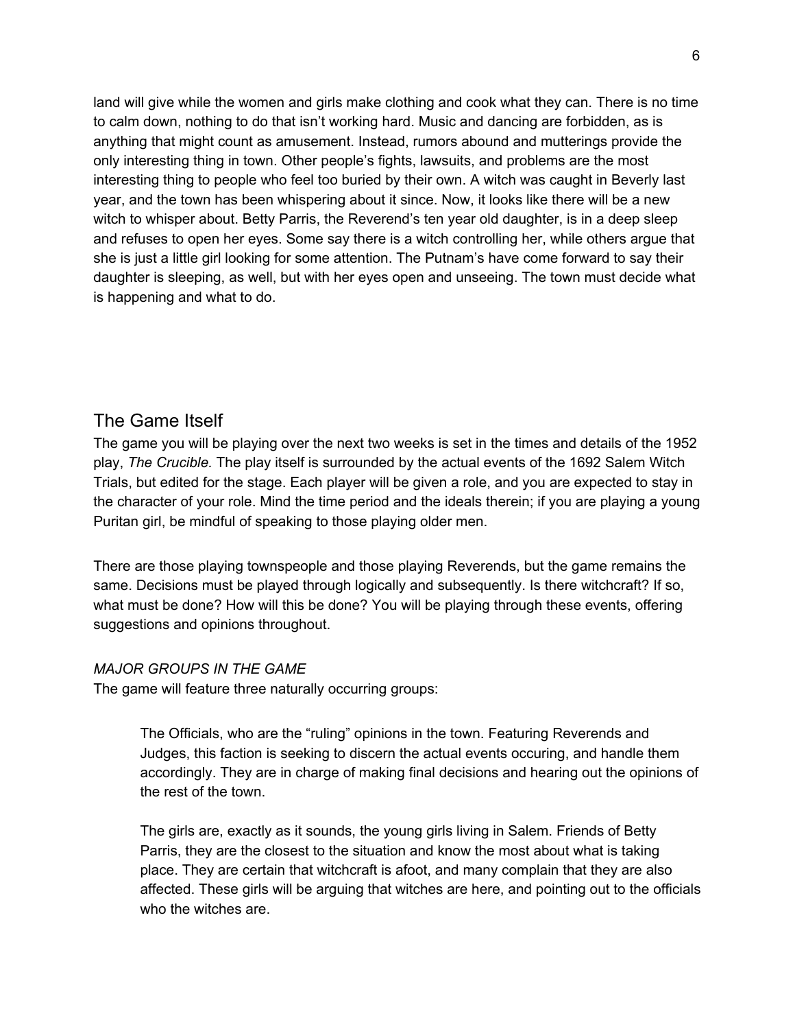land will give while the women and girls make clothing and cook what they can. There is no time to calm down, nothing to do that isn't working hard. Music and dancing are forbidden, as is anything that might count as amusement. Instead, rumors abound and mutterings provide the only interesting thing in town. Other people's fights, lawsuits, and problems are the most interesting thing to people who feel too buried by their own. A witch was caught in Beverly last year, and the town has been whispering about it since. Now, it looks like there will be a new witch to whisper about. Betty Parris, the Reverend's ten year old daughter, is in a deep sleep and refuses to open her eyes. Some say there is a witch controlling her, while others argue that she is just a little girl looking for some attention. The Putnam's have come forward to say their daughter is sleeping, as well, but with her eyes open and unseeing. The town must decide what is happening and what to do.

## The Game Itself

The game you will be playing over the next two weeks is set in the times and details of the 1952 play, *The Crucible.* The play itself is surrounded by the actual events of the 1692 Salem Witch Trials, but edited for the stage. Each player will be given a role, and you are expected to stay in the character of your role. Mind the time period and the ideals therein; if you are playing a young Puritan girl, be mindful of speaking to those playing older men.

There are those playing townspeople and those playing Reverends, but the game remains the same. Decisions must be played through logically and subsequently. Is there witchcraft? If so, what must be done? How will this be done? You will be playing through these events, offering suggestions and opinions throughout.

*MAJOR GROUPS IN THE GAME*

The game will feature three naturally occurring groups:

> The Officials, who are the "ruling" opinions in the town. Featuring Reverends and Judges, this faction is seeking to discern the actual events occuring, and handle them accordingly. They are in charge of making final decisions and hearing out the opinions of the rest of the town.
>
> The girls are, exactly as it sounds, the young girls living in Salem. Friends of Betty Parris, they are the closest to the situation and know the most about what is taking place. They are certain that witchcraft is afoot, and many complain that they are also affected. These girls will be arguing that witches are here, and pointing out to the officials who the witches are.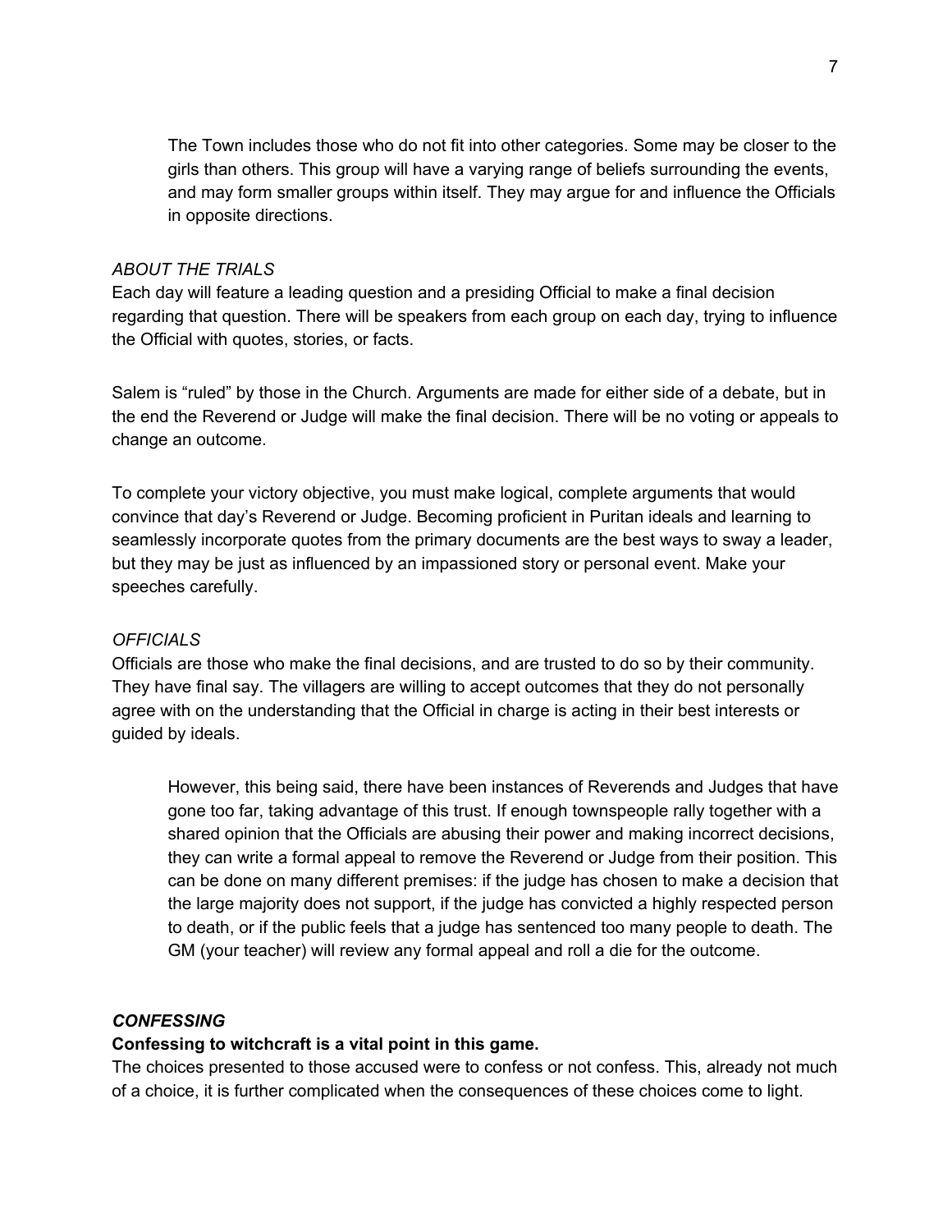The Town includes those who do not fit into other categories. Some may be closer to the girls than others. This group will have a varying range of beliefs surrounding the events, and may form smaller groups within itself. They may argue for and influence the Officials in opposite directions.

*ABOUT THE TRIALS*

Each day will feature a leading question and a presiding Official to make a final decision regarding that question. There will be speakers from each group on each day, trying to influence the Official with quotes, stories, or facts.

Salem is "ruled" by those in the Church. Arguments are made for either side of a debate, but in the end the Reverend or Judge will make the final decision. There will be no voting or appeals to change an outcome.

To complete your victory objective, you must make logical, complete arguments that would convince that day's Reverend or Judge. Becoming proficient in Puritan ideals and learning to seamlessly incorporate quotes from the primary documents are the best ways to sway a leader, but they may be just as influenced by an impassioned story or personal event. Make your speeches carefully.

*OFFICIALS*

Officials are those who make the final decisions, and are trusted to do so by their community. They have final say. The villagers are willing to accept outcomes that they do not personally agree with on the understanding that the Official in charge is acting in their best interests or guided by ideals.

However, this being said, there have been instances of Reverends and Judges that have gone too far, taking advantage of this trust. If enough townspeople rally together with a shared opinion that the Officials are abusing their power and making incorrect decisions, they can write a formal appeal to remove the Reverend or Judge from their position. This can be done on many different premises: if the judge has chosen to make a decision that the large majority does not support, if the judge has convicted a highly respected person to death, or if the public feels that a judge has sentenced too many people to death. The GM (your teacher) will review any formal appeal and roll a die for the outcome.

***CONFESSING***

**Confessing to witchcraft is a vital point in this game.**

The choices presented to those accused were to confess or not confess. This, already not much of a choice, it is further complicated when the consequences of these choices come to light.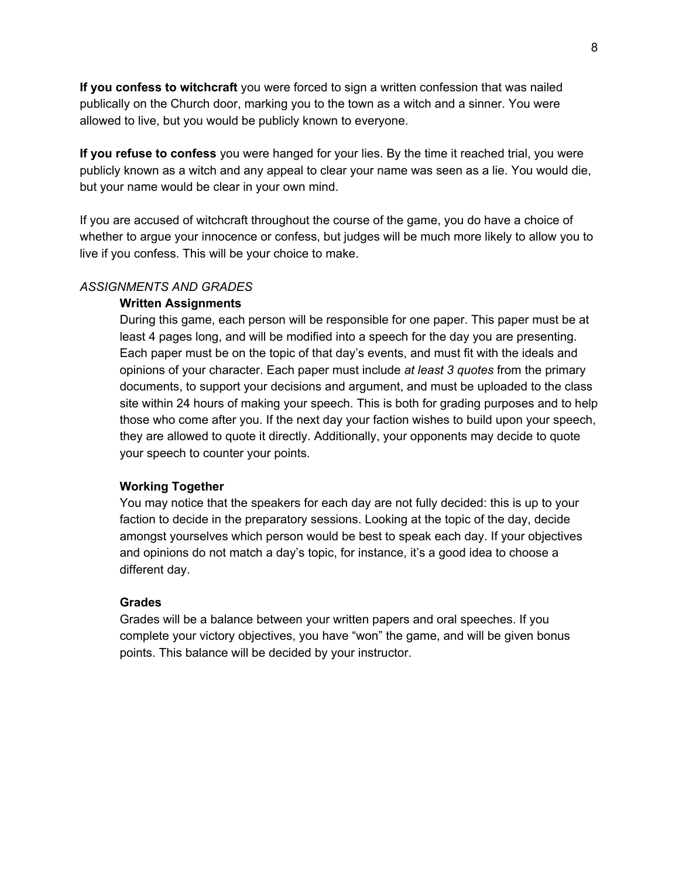**If you confess to witchcraft** you were forced to sign a written confession that was nailed publically on the Church door, marking you to the town as a witch and a sinner. You were allowed to live, but you would be publicly known to everyone.

**If you refuse to confess** you were hanged for your lies. By the time it reached trial, you were publicly known as a witch and any appeal to clear your name was seen as a lie. You would die, but your name would be clear in your own mind.

If you are accused of witchcraft throughout the course of the game, you do have a choice of whether to argue your innocence or confess, but judges will be much more likely to allow you to live if you confess. This will be your choice to make.

*ASSIGNMENTS AND GRADES*

**Written Assignments**

During this game, each person will be responsible for one paper. This paper must be at least 4 pages long, and will be modified into a speech for the day you are presenting. Each paper must be on the topic of that day's events, and must fit with the ideals and opinions of your character. Each paper must include *at least 3 quotes* from the primary documents, to support your decisions and argument, and must be uploaded to the class site within 24 hours of making your speech. This is both for grading purposes and to help those who come after you. If the next day your faction wishes to build upon your speech, they are allowed to quote it directly. Additionally, your opponents may decide to quote your speech to counter your points.

**Working Together**

You may notice that the speakers for each day are not fully decided: this is up to your faction to decide in the preparatory sessions. Looking at the topic of the day, decide amongst yourselves which person would be best to speak each day. If your objectives and opinions do not match a day's topic, for instance, it's a good idea to choose a different day.

**Grades**

Grades will be a balance between your written papers and oral speeches. If you complete your victory objectives, you have "won" the game, and will be given bonus points. This balance will be decided by your instructor.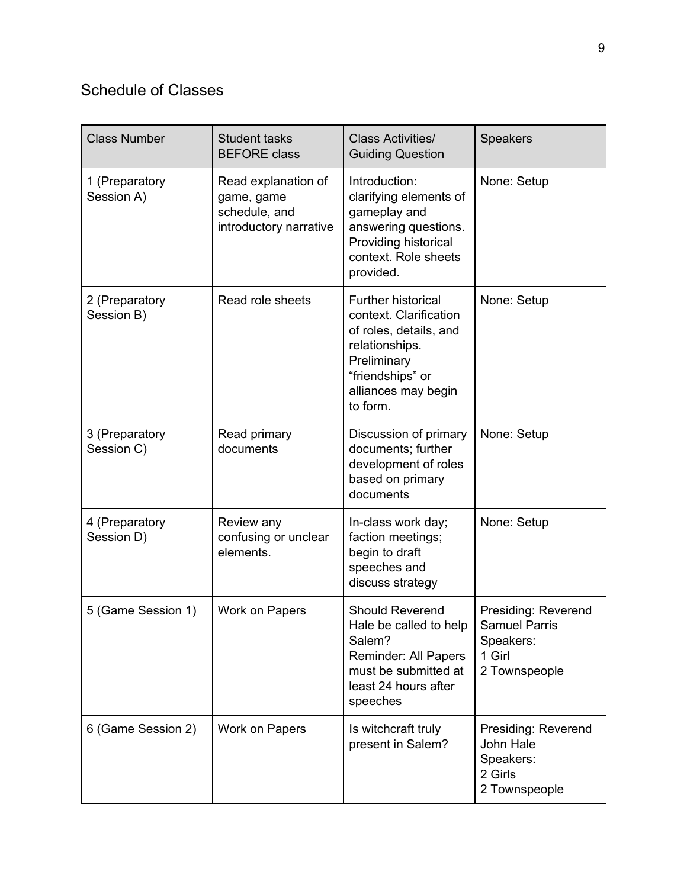## Schedule of Classes

| Class Number | Student tasks BEFORE class | Class Activities/ Guiding Question | Speakers |
|---|---|---|---|
| 1 (Preparatory Session A) | Read explanation of game, game schedule, and introductory narrative | Introduction: clarifying elements of gameplay and answering questions. Providing historical context. Role sheets provided. | None: Setup |
| 2 (Preparatory Session B) | Read role sheets | Further historical context. Clarification of roles, details, and relationships. Preliminary "friendships" or alliances may begin to form. | None: Setup |
| 3 (Preparatory Session C) | Read primary documents | Discussion of primary documents; further development of roles based on primary documents | None: Setup |
| 4 (Preparatory Session D) | Review any confusing or unclear elements. | In-class work day; faction meetings; begin to draft speeches and discuss strategy | None: Setup |
| 5 (Game Session 1) | Work on Papers | Should Reverend Hale be called to help Salem?<br>Reminder: All Papers must be submitted at least 24 hours after speeches | Presiding: Reverend Samuel Parris<br>Speakers:<br>1 Girl<br>2 Townspeople |
| 6 (Game Session 2) | Work on Papers | Is witchcraft truly present in Salem? | Presiding: Reverend John Hale<br>Speakers:<br>2 Girls<br>2 Townspeople |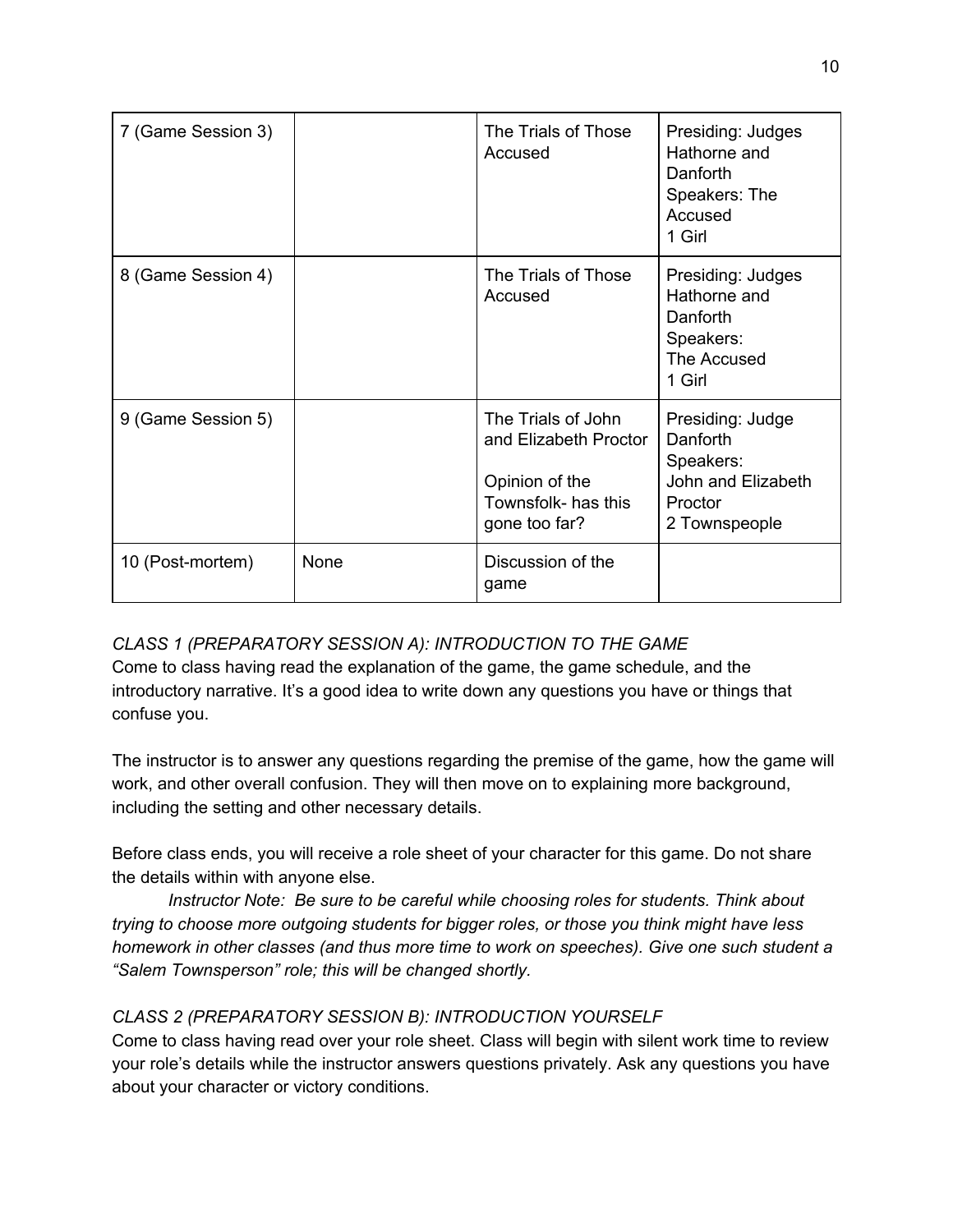| | | | |
|---|---|---|---|
| 7 (Game Session 3) | | The Trials of Those Accused | Presiding: Judges Hathorne and Danforth<br>Speakers: The Accused<br>1 Girl |
| 8 (Game Session 4) | | The Trials of Those Accused | Presiding: Judges Hathorne and Danforth<br>Speakers:<br>The Accused<br>1 Girl |
| 9 (Game Session 5) | | The Trials of John and Elizabeth Proctor<br><br>Opinion of the Townsfolk- has this gone too far? | Presiding: Judge Danforth<br>Speakers:<br>John and Elizabeth Proctor<br>2 Townspeople |
| 10 (Post-mortem) | None | Discussion of the game | |

*CLASS 1 (PREPARATORY SESSION A): INTRODUCTION TO THE GAME*

Come to class having read the explanation of the game, the game schedule, and the introductory narrative. It's a good idea to write down any questions you have or things that confuse you.

The instructor is to answer any questions regarding the premise of the game, how the game will work, and other overall confusion. They will then move on to explaining more background, including the setting and other necessary details.

Before class ends, you will receive a role sheet of your character for this game. Do not share the details within with anyone else.

*Instructor Note: Be sure to be careful while choosing roles for students. Think about trying to choose more outgoing students for bigger roles, or those you think might have less homework in other classes (and thus more time to work on speeches). Give one such student a "Salem Townsperson" role; this will be changed shortly.*

*CLASS 2 (PREPARATORY SESSION B): INTRODUCTION YOURSELF*

Come to class having read over your role sheet. Class will begin with silent work time to review your role's details while the instructor answers questions privately. Ask any questions you have about your character or victory conditions.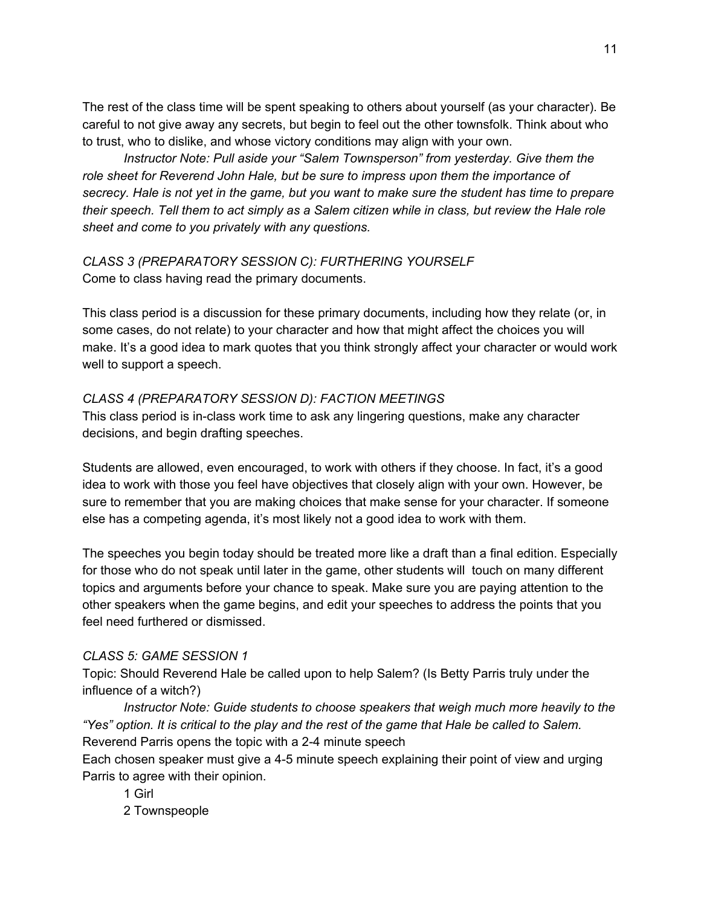The rest of the class time will be spent speaking to others about yourself (as your character). Be careful to not give away any secrets, but begin to feel out the other townsfolk. Think about who to trust, who to dislike, and whose victory conditions may align with your own.

*Instructor Note: Pull aside your "Salem Townsperson" from yesterday. Give them the role sheet for Reverend John Hale, but be sure to impress upon them the importance of secrecy. Hale is not yet in the game, but you want to make sure the student has time to prepare their speech. Tell them to act simply as a Salem citizen while in class, but review the Hale role sheet and come to you privately with any questions.*

### *CLASS 3 (PREPARATORY SESSION C): FURTHERING YOURSELF*

Come to class having read the primary documents.

This class period is a discussion for these primary documents, including how they relate (or, in some cases, do not relate) to your character and how that might affect the choices you will make. It's a good idea to mark quotes that you think strongly affect your character or would work well to support a speech.

### *CLASS 4 (PREPARATORY SESSION D): FACTION MEETINGS*

This class period is in-class work time to ask any lingering questions, make any character decisions, and begin drafting speeches.

Students are allowed, even encouraged, to work with others if they choose. In fact, it's a good idea to work with those you feel have objectives that closely align with your own. However, be sure to remember that you are making choices that make sense for your character. If someone else has a competing agenda, it's most likely not a good idea to work with them.

The speeches you begin today should be treated more like a draft than a final edition. Especially for those who do not speak until later in the game, other students will touch on many different topics and arguments before your chance to speak. Make sure you are paying attention to the other speakers when the game begins, and edit your speeches to address the points that you feel need furthered or dismissed.

### *CLASS 5: GAME SESSION 1*

Topic: Should Reverend Hale be called upon to help Salem? (Is Betty Parris truly under the influence of a witch?)

*Instructor Note: Guide students to choose speakers that weigh much more heavily to the "Yes" option. It is critical to the play and the rest of the game that Hale be called to Salem.*

Reverend Parris opens the topic with a 2-4 minute speech

Each chosen speaker must give a 4-5 minute speech explaining their point of view and urging Parris to agree with their opinion.

- 1 Girl
- 2 Townspeople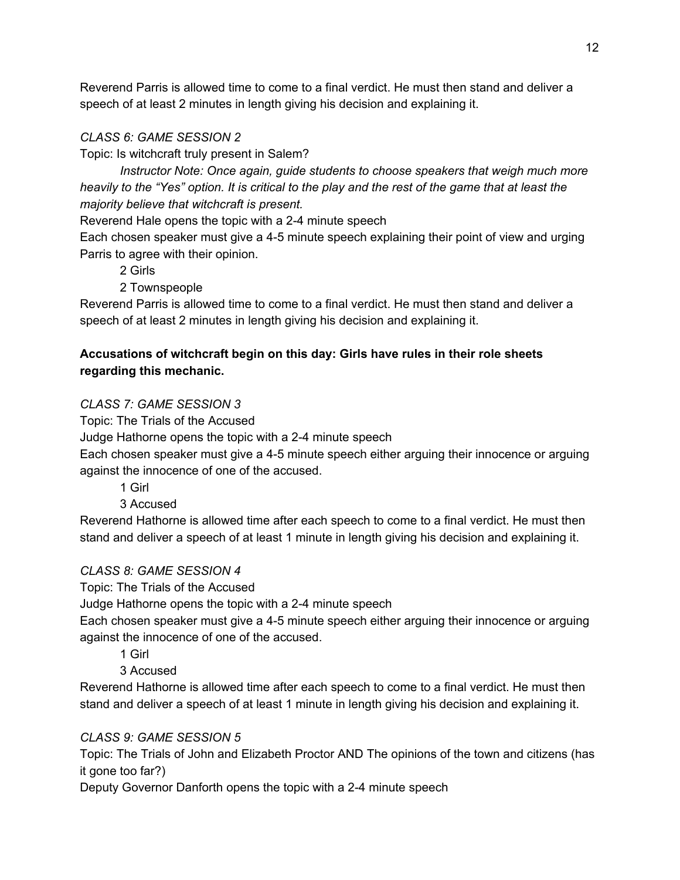Reverend Parris is allowed time to come to a final verdict. He must then stand and deliver a speech of at least 2 minutes in length giving his decision and explaining it.

*CLASS 6: GAME SESSION 2*

Topic: Is witchcraft truly present in Salem?

*Instructor Note: Once again, guide students to choose speakers that weigh much more heavily to the "Yes" option. It is critical to the play and the rest of the game that at least the majority believe that witchcraft is present.*

Reverend Hale opens the topic with a 2-4 minute speech

Each chosen speaker must give a 4-5 minute speech explaining their point of view and urging Parris to agree with their opinion.

- 2 Girls
- 2 Townspeople

Reverend Parris is allowed time to come to a final verdict. He must then stand and deliver a speech of at least 2 minutes in length giving his decision and explaining it.

**Accusations of witchcraft begin on this day: Girls have rules in their role sheets regarding this mechanic.**

*CLASS 7: GAME SESSION 3*

Topic: The Trials of the Accused

Judge Hathorne opens the topic with a 2-4 minute speech

Each chosen speaker must give a 4-5 minute speech either arguing their innocence or arguing against the innocence of one of the accused.

- 1 Girl
- 3 Accused

Reverend Hathorne is allowed time after each speech to come to a final verdict. He must then stand and deliver a speech of at least 1 minute in length giving his decision and explaining it.

*CLASS 8: GAME SESSION 4*

Topic: The Trials of the Accused

Judge Hathorne opens the topic with a 2-4 minute speech

Each chosen speaker must give a 4-5 minute speech either arguing their innocence or arguing against the innocence of one of the accused.

- 1 Girl
- 3 Accused

Reverend Hathorne is allowed time after each speech to come to a final verdict. He must then stand and deliver a speech of at least 1 minute in length giving his decision and explaining it.

*CLASS 9: GAME SESSION 5*

Topic: The Trials of John and Elizabeth Proctor AND The opinions of the town and citizens (has it gone too far?)

Deputy Governor Danforth opens the topic with a 2-4 minute speech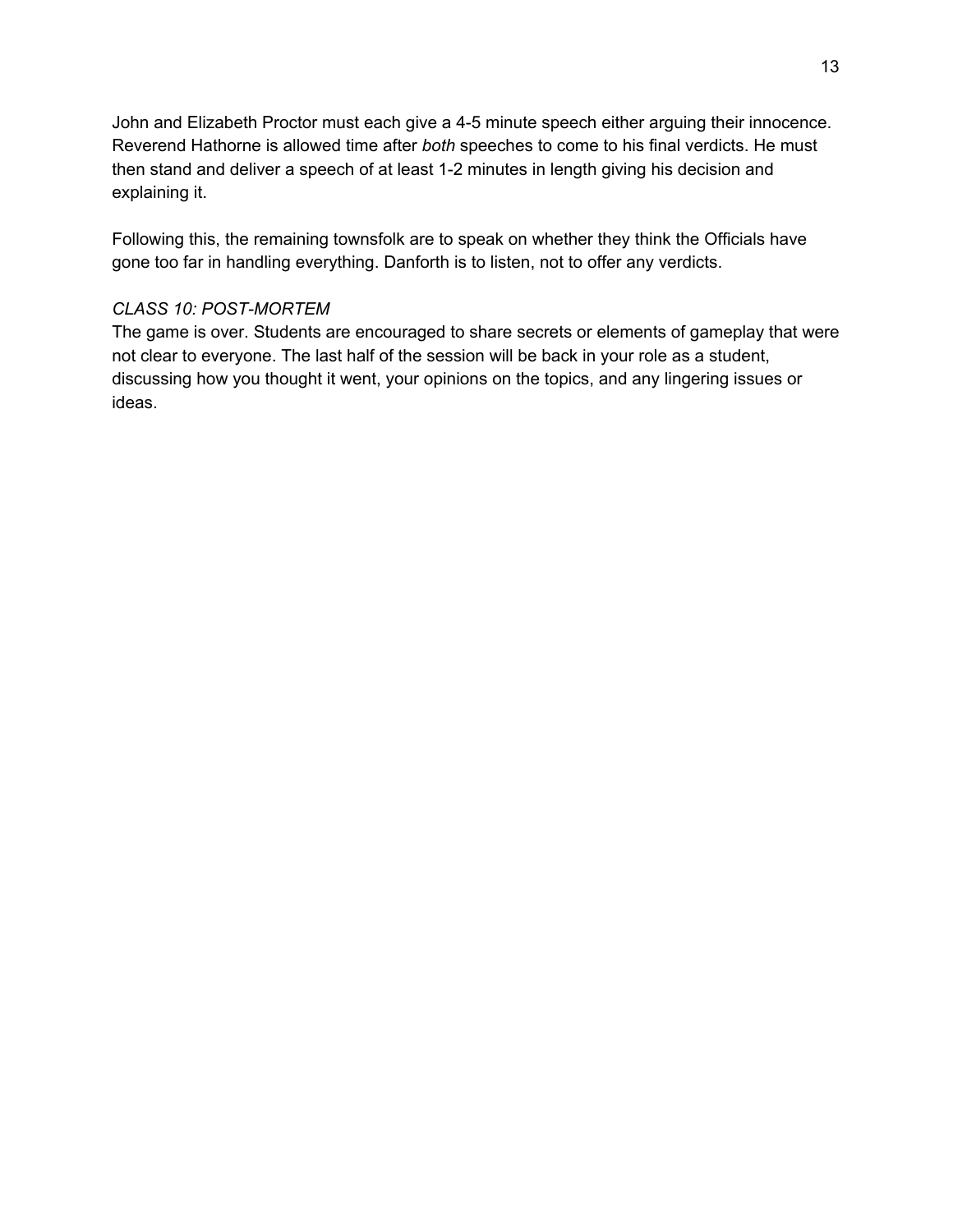John and Elizabeth Proctor must each give a 4-5 minute speech either arguing their innocence. Reverend Hathorne is allowed time after *both* speeches to come to his final verdicts. He must then stand and deliver a speech of at least 1-2 minutes in length giving his decision and explaining it.

Following this, the remaining townsfolk are to speak on whether they think the Officials have gone too far in handling everything. Danforth is to listen, not to offer any verdicts.

*CLASS 10: POST-MORTEM*

The game is over. Students are encouraged to share secrets or elements of gameplay that were not clear to everyone. The last half of the session will be back in your role as a student, discussing how you thought it went, your opinions on the topics, and any lingering issues or ideas.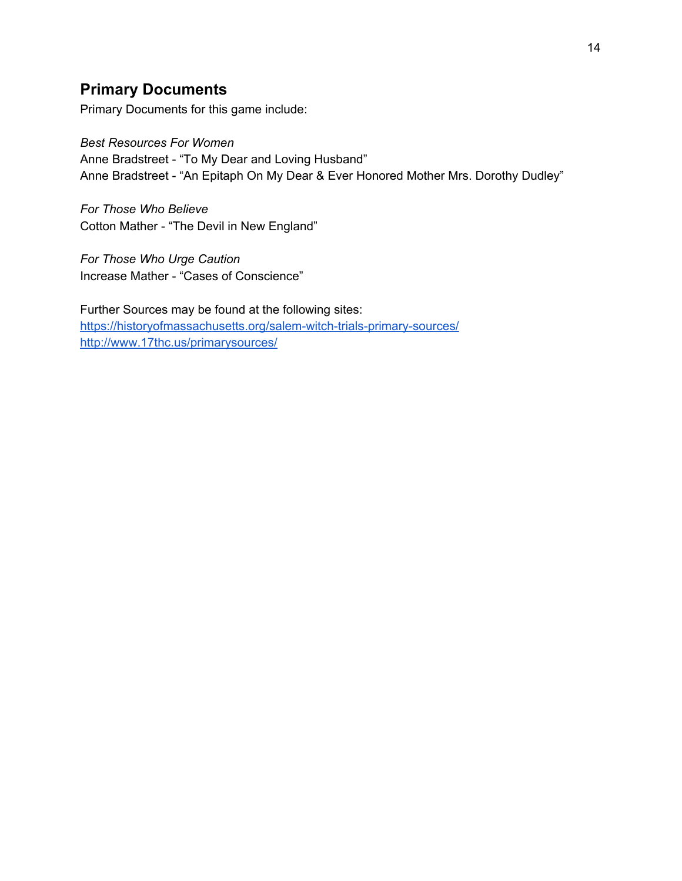## Primary Documents

Primary Documents for this game include:

*Best Resources For Women*
Anne Bradstreet - “To My Dear and Loving Husband”
Anne Bradstreet - “An Epitaph On My Dear & Ever Honored Mother Mrs. Dorothy Dudley”

*For Those Who Believe*
Cotton Mather - “The Devil in New England”

*For Those Who Urge Caution*
Increase Mather - “Cases of Conscience”

Further Sources may be found at the following sites:
https://historyofmassachusetts.org/salem-witch-trials-primary-sources/
http://www.17thc.us/primarysources/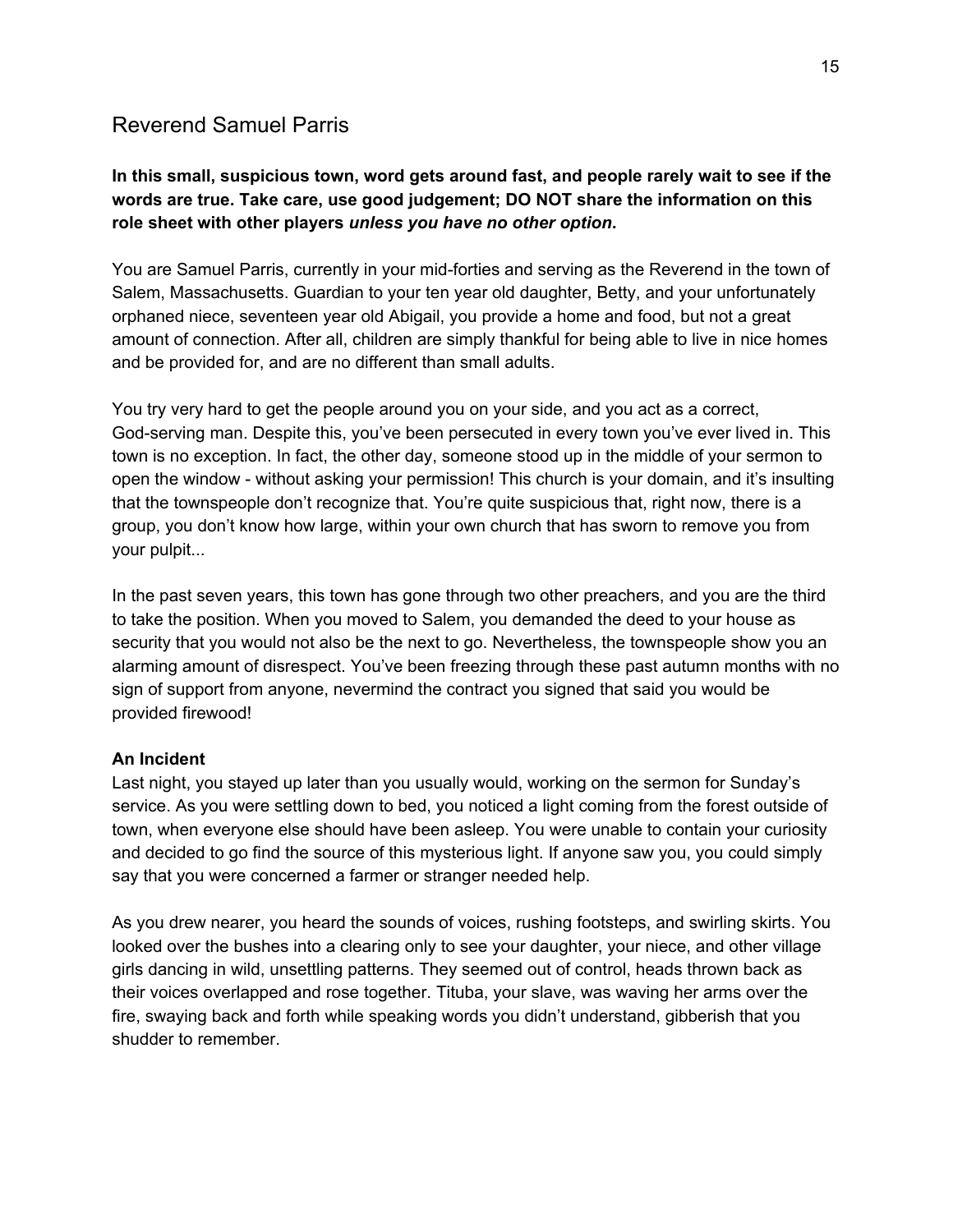## Reverend Samuel Parris

**In this small, suspicious town, word gets around fast, and people rarely wait to see if the words are true. Take care, use good judgement; DO NOT share the information on this role sheet with other players *unless you have no other option*.**

You are Samuel Parris, currently in your mid-forties and serving as the Reverend in the town of Salem, Massachusetts. Guardian to your ten year old daughter, Betty, and your unfortunately orphaned niece, seventeen year old Abigail, you provide a home and food, but not a great amount of connection. After all, children are simply thankful for being able to live in nice homes and be provided for, and are no different than small adults.

You try very hard to get the people around you on your side, and you act as a correct, God-serving man. Despite this, you've been persecuted in every town you've ever lived in. This town is no exception. In fact, the other day, someone stood up in the middle of your sermon to open the window - without asking your permission! This church is your domain, and it's insulting that the townspeople don't recognize that. You're quite suspicious that, right now, there is a group, you don't know how large, within your own church that has sworn to remove you from your pulpit...

In the past seven years, this town has gone through two other preachers, and you are the third to take the position. When you moved to Salem, you demanded the deed to your house as security that you would not also be the next to go. Nevertheless, the townspeople show you an alarming amount of disrespect. You've been freezing through these past autumn months with no sign of support from anyone, nevermind the contract you signed that said you would be provided firewood!

**An Incident**

Last night, you stayed up later than you usually would, working on the sermon for Sunday's service. As you were settling down to bed, you noticed a light coming from the forest outside of town, when everyone else should have been asleep. You were unable to contain your curiosity and decided to go find the source of this mysterious light. If anyone saw you, you could simply say that you were concerned a farmer or stranger needed help.

As you drew nearer, you heard the sounds of voices, rushing footsteps, and swirling skirts. You looked over the bushes into a clearing only to see your daughter, your niece, and other village girls dancing in wild, unsettling patterns. They seemed out of control, heads thrown back as their voices overlapped and rose together. Tituba, your slave, was waving her arms over the fire, swaying back and forth while speaking words you didn't understand, gibberish that you shudder to remember.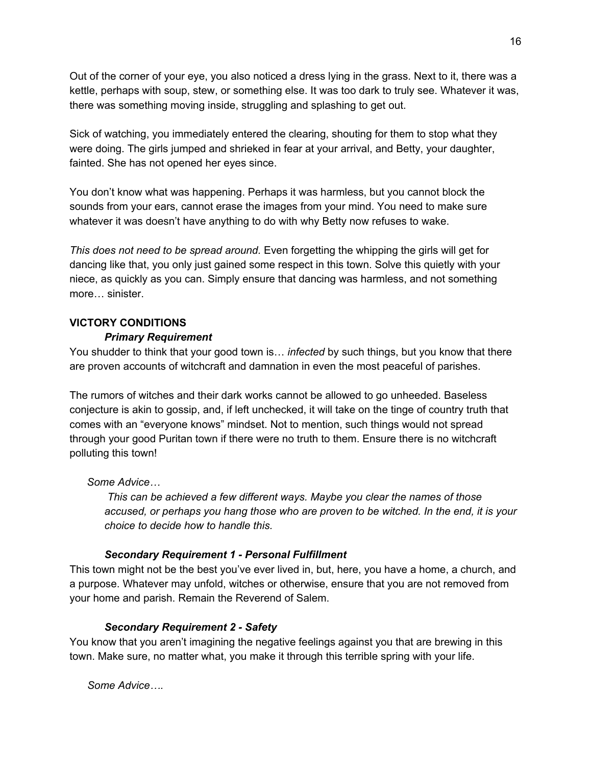Out of the corner of your eye, you also noticed a dress lying in the grass. Next to it, there was a kettle, perhaps with soup, stew, or something else. It was too dark to truly see. Whatever it was, there was something moving inside, struggling and splashing to get out.

Sick of watching, you immediately entered the clearing, shouting for them to stop what they were doing. The girls jumped and shrieked in fear at your arrival, and Betty, your daughter, fainted. She has not opened her eyes since.

You don't know what was happening. Perhaps it was harmless, but you cannot block the sounds from your ears, cannot erase the images from your mind. You need to make sure whatever it was doesn't have anything to do with why Betty now refuses to wake.

*This does not need to be spread around.* Even forgetting the whipping the girls will get for dancing like that, you only just gained some respect in this town. Solve this quietly with your niece, as quickly as you can. Simply ensure that dancing was harmless, and not something more… sinister.

**VICTORY CONDITIONS**

***Primary Requirement***

You shudder to think that your good town is… *infected* by such things, but you know that there are proven accounts of witchcraft and damnation in even the most peaceful of parishes.

The rumors of witches and their dark works cannot be allowed to go unheeded. Baseless conjecture is akin to gossip, and, if left unchecked, it will take on the tinge of country truth that comes with an "everyone knows" mindset. Not to mention, such things would not spread through your good Puritan town if there were no truth to them. Ensure there is no witchcraft polluting this town!

*Some Advice…*

> *This can be achieved a few different ways. Maybe you clear the names of those accused, or perhaps you hang those who are proven to be witched. In the end, it is your choice to decide how to handle this.*

***Secondary Requirement 1 - Personal Fulfillment***

This town might not be the best you've ever lived in, but, here, you have a home, a church, and a purpose. Whatever may unfold, witches or otherwise, ensure that you are not removed from your home and parish. Remain the Reverend of Salem.

***Secondary Requirement 2 - Safety***

You know that you aren't imagining the negative feelings against you that are brewing in this town. Make sure, no matter what, you make it through this terrible spring with your life.

*Some Advice….*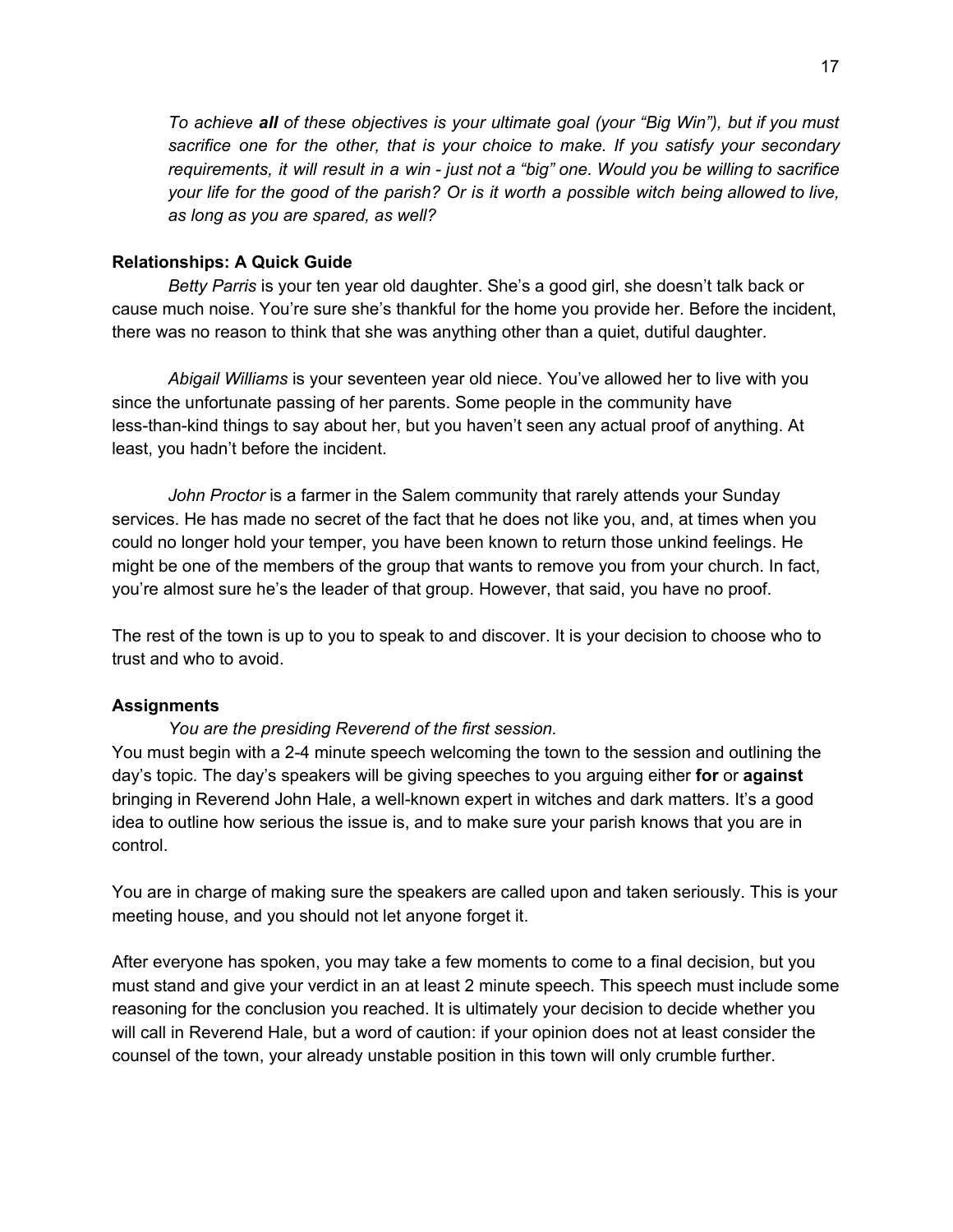*To achieve **all** of these objectives is your ultimate goal (your "Big Win"), but if you must sacrifice one for the other, that is your choice to make. If you satisfy your secondary requirements, it will result in a win - just not a "big" one. Would you be willing to sacrifice your life for the good of the parish? Or is it worth a possible witch being allowed to live, as long as you are spared, as well?*

**Relationships: A Quick Guide**

*Betty Parris* is your ten year old daughter. She's a good girl, she doesn't talk back or cause much noise. You're sure she's thankful for the home you provide her. Before the incident, there was no reason to think that she was anything other than a quiet, dutiful daughter.

*Abigail Williams* is your seventeen year old niece. You've allowed her to live with you since the unfortunate passing of her parents. Some people in the community have less-than-kind things to say about her, but you haven't seen any actual proof of anything. At least, you hadn't before the incident.

*John Proctor* is a farmer in the Salem community that rarely attends your Sunday services. He has made no secret of the fact that he does not like you, and, at times when you could no longer hold your temper, you have been known to return those unkind feelings. He might be one of the members of the group that wants to remove you from your church. In fact, you're almost sure he's the leader of that group. However, that said, you have no proof.

The rest of the town is up to you to speak to and discover. It is your decision to choose who to trust and who to avoid.

**Assignments**

*You are the presiding Reverend of the first session.*

You must begin with a 2-4 minute speech welcoming the town to the session and outlining the day's topic. The day's speakers will be giving speeches to you arguing either **for** or **against** bringing in Reverend John Hale, a well-known expert in witches and dark matters. It's a good idea to outline how serious the issue is, and to make sure your parish knows that you are in control.

You are in charge of making sure the speakers are called upon and taken seriously. This is your meeting house, and you should not let anyone forget it.

After everyone has spoken, you may take a few moments to come to a final decision, but you must stand and give your verdict in an at least 2 minute speech. This speech must include some reasoning for the conclusion you reached. It is ultimately your decision to decide whether you will call in Reverend Hale, but a word of caution: if your opinion does not at least consider the counsel of the town, your already unstable position in this town will only crumble further.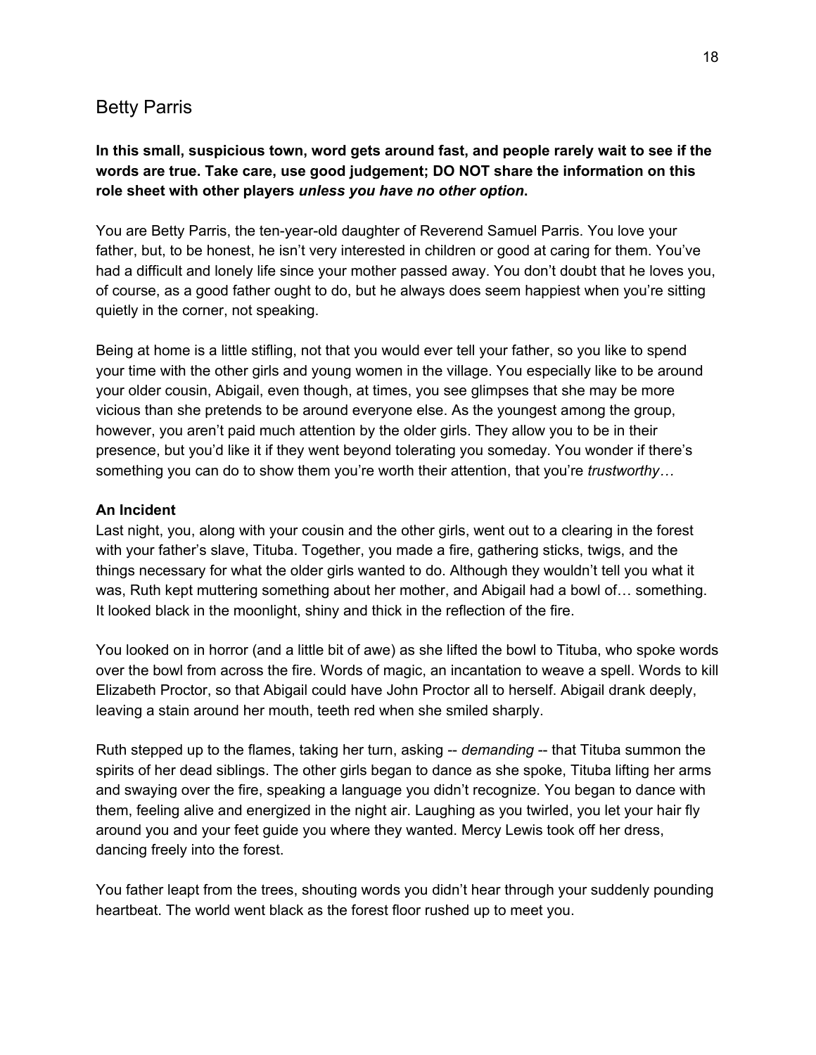## Betty Parris

**In this small, suspicious town, word gets around fast, and people rarely wait to see if the words are true. Take care, use good judgement; DO NOT share the information on this role sheet with other players *unless you have no other option*.**

You are Betty Parris, the ten-year-old daughter of Reverend Samuel Parris. You love your father, but, to be honest, he isn't very interested in children or good at caring for them. You've had a difficult and lonely life since your mother passed away. You don't doubt that he loves you, of course, as a good father ought to do, but he always does seem happiest when you're sitting quietly in the corner, not speaking.

Being at home is a little stifling, not that you would ever tell your father, so you like to spend your time with the other girls and young women in the village. You especially like to be around your older cousin, Abigail, even though, at times, you see glimpses that she may be more vicious than she pretends to be around everyone else. As the youngest among the group, however, you aren't paid much attention by the older girls. They allow you to be in their presence, but you'd like it if they went beyond tolerating you someday. You wonder if there's something you can do to show them you're worth their attention, that you're *trustworthy…*

**An Incident**

Last night, you, along with your cousin and the other girls, went out to a clearing in the forest with your father's slave, Tituba. Together, you made a fire, gathering sticks, twigs, and the things necessary for what the older girls wanted to do. Although they wouldn't tell you what it was, Ruth kept muttering something about her mother, and Abigail had a bowl of… something. It looked black in the moonlight, shiny and thick in the reflection of the fire.

You looked on in horror (and a little bit of awe) as she lifted the bowl to Tituba, who spoke words over the bowl from across the fire. Words of magic, an incantation to weave a spell. Words to kill Elizabeth Proctor, so that Abigail could have John Proctor all to herself. Abigail drank deeply, leaving a stain around her mouth, teeth red when she smiled sharply.

Ruth stepped up to the flames, taking her turn, asking -- *demanding* -- that Tituba summon the spirits of her dead siblings. The other girls began to dance as she spoke, Tituba lifting her arms and swaying over the fire, speaking a language you didn't recognize. You began to dance with them, feeling alive and energized in the night air. Laughing as you twirled, you let your hair fly around you and your feet guide you where they wanted. Mercy Lewis took off her dress, dancing freely into the forest.

You father leapt from the trees, shouting words you didn't hear through your suddenly pounding heartbeat. The world went black as the forest floor rushed up to meet you.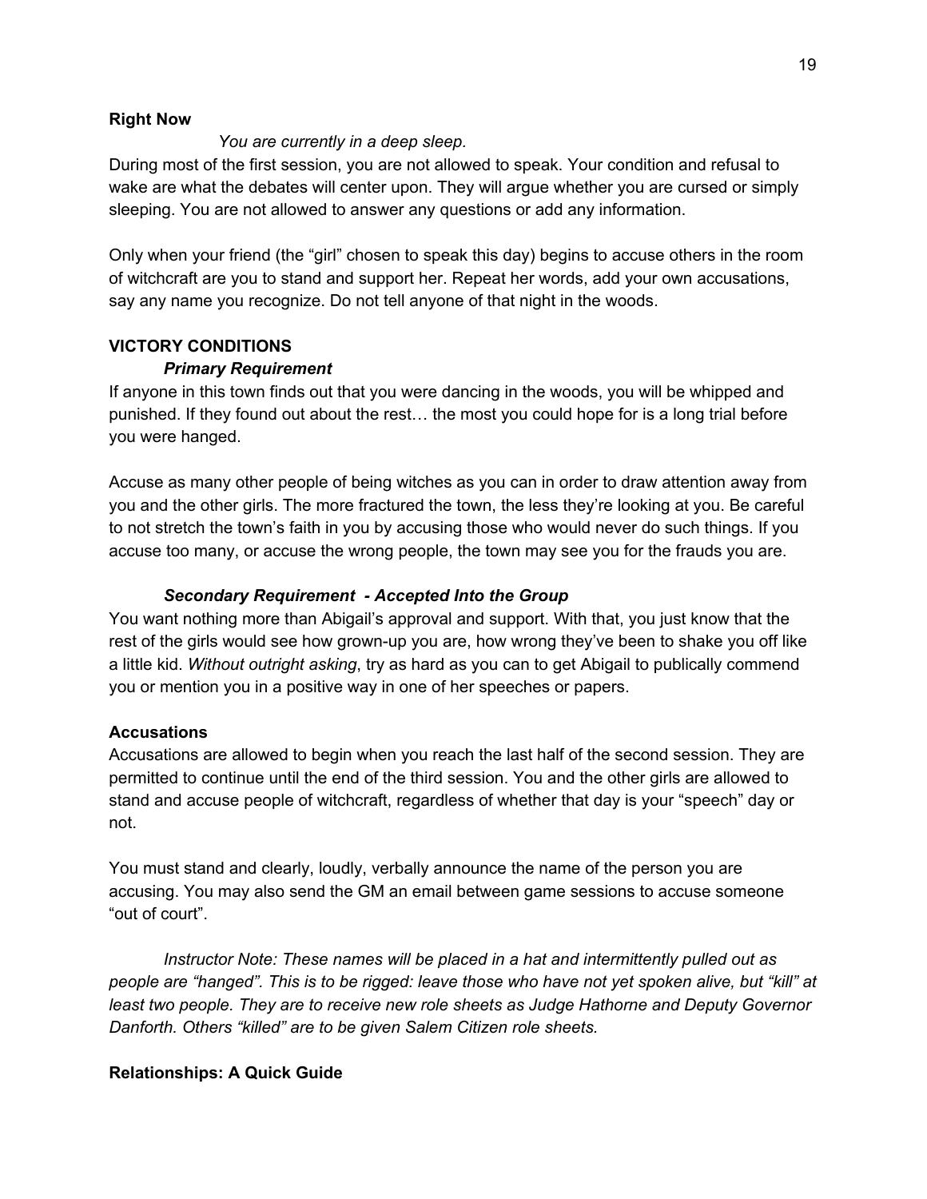**Right Now**

*You are currently in a deep sleep.*

During most of the first session, you are not allowed to speak. Your condition and refusal to wake are what the debates will center upon. They will argue whether you are cursed or simply sleeping. You are not allowed to answer any questions or add any information.

Only when your friend (the "girl" chosen to speak this day) begins to accuse others in the room of witchcraft are you to stand and support her. Repeat her words, add your own accusations, say any name you recognize. Do not tell anyone of that night in the woods.

**VICTORY CONDITIONS**

***Primary Requirement***

If anyone in this town finds out that you were dancing in the woods, you will be whipped and punished. If they found out about the rest… the most you could hope for is a long trial before you were hanged.

Accuse as many other people of being witches as you can in order to draw attention away from you and the other girls. The more fractured the town, the less they're looking at you. Be careful to not stretch the town's faith in you by accusing those who would never do such things. If you accuse too many, or accuse the wrong people, the town may see you for the frauds you are.

***Secondary Requirement - Accepted Into the Group***

You want nothing more than Abigail's approval and support. With that, you just know that the rest of the girls would see how grown-up you are, how wrong they've been to shake you off like a little kid. *Without outright asking*, try as hard as you can to get Abigail to publically commend you or mention you in a positive way in one of her speeches or papers.

**Accusations**

Accusations are allowed to begin when you reach the last half of the second session. They are permitted to continue until the end of the third session. You and the other girls are allowed to stand and accuse people of witchcraft, regardless of whether that day is your "speech" day or not.

You must stand and clearly, loudly, verbally announce the name of the person you are accusing. You may also send the GM an email between game sessions to accuse someone "out of court".

*Instructor Note: These names will be placed in a hat and intermittently pulled out as people are "hanged". This is to be rigged: leave those who have not yet spoken alive, but "kill" at least two people. They are to receive new role sheets as Judge Hathorne and Deputy Governor Danforth. Others "killed" are to be given Salem Citizen role sheets.*

**Relationships: A Quick Guide**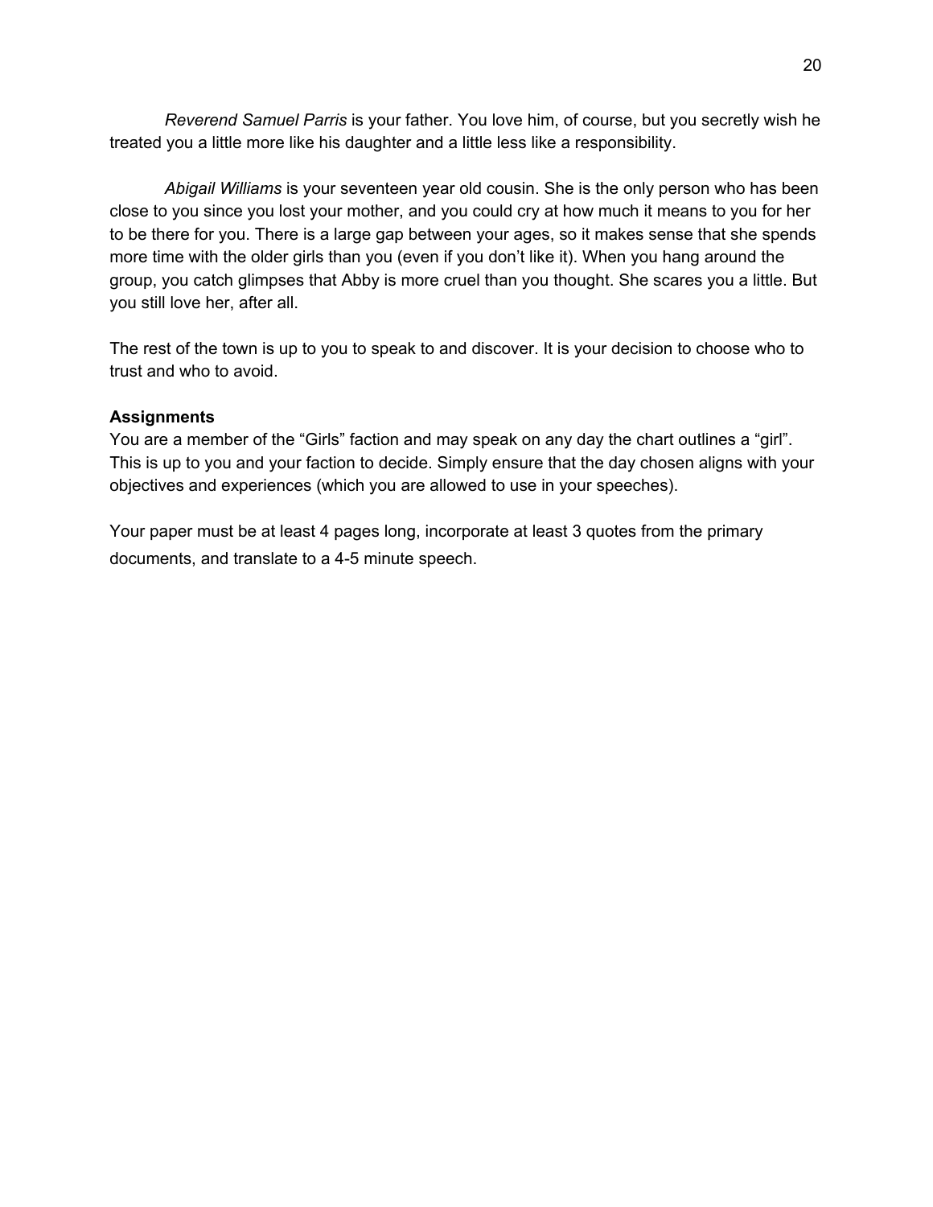*Reverend Samuel Parris* is your father. You love him, of course, but you secretly wish he treated you a little more like his daughter and a little less like a responsibility.

*Abigail Williams* is your seventeen year old cousin. She is the only person who has been close to you since you lost your mother, and you could cry at how much it means to you for her to be there for you. There is a large gap between your ages, so it makes sense that she spends more time with the older girls than you (even if you don't like it). When you hang around the group, you catch glimpses that Abby is more cruel than you thought. She scares you a little. But you still love her, after all.

The rest of the town is up to you to speak to and discover. It is your decision to choose who to trust and who to avoid.

**Assignments**

You are a member of the "Girls" faction and may speak on any day the chart outlines a "girl". This is up to you and your faction to decide. Simply ensure that the day chosen aligns with your objectives and experiences (which you are allowed to use in your speeches).

Your paper must be at least 4 pages long, incorporate at least 3 quotes from the primary documents, and translate to a 4-5 minute speech.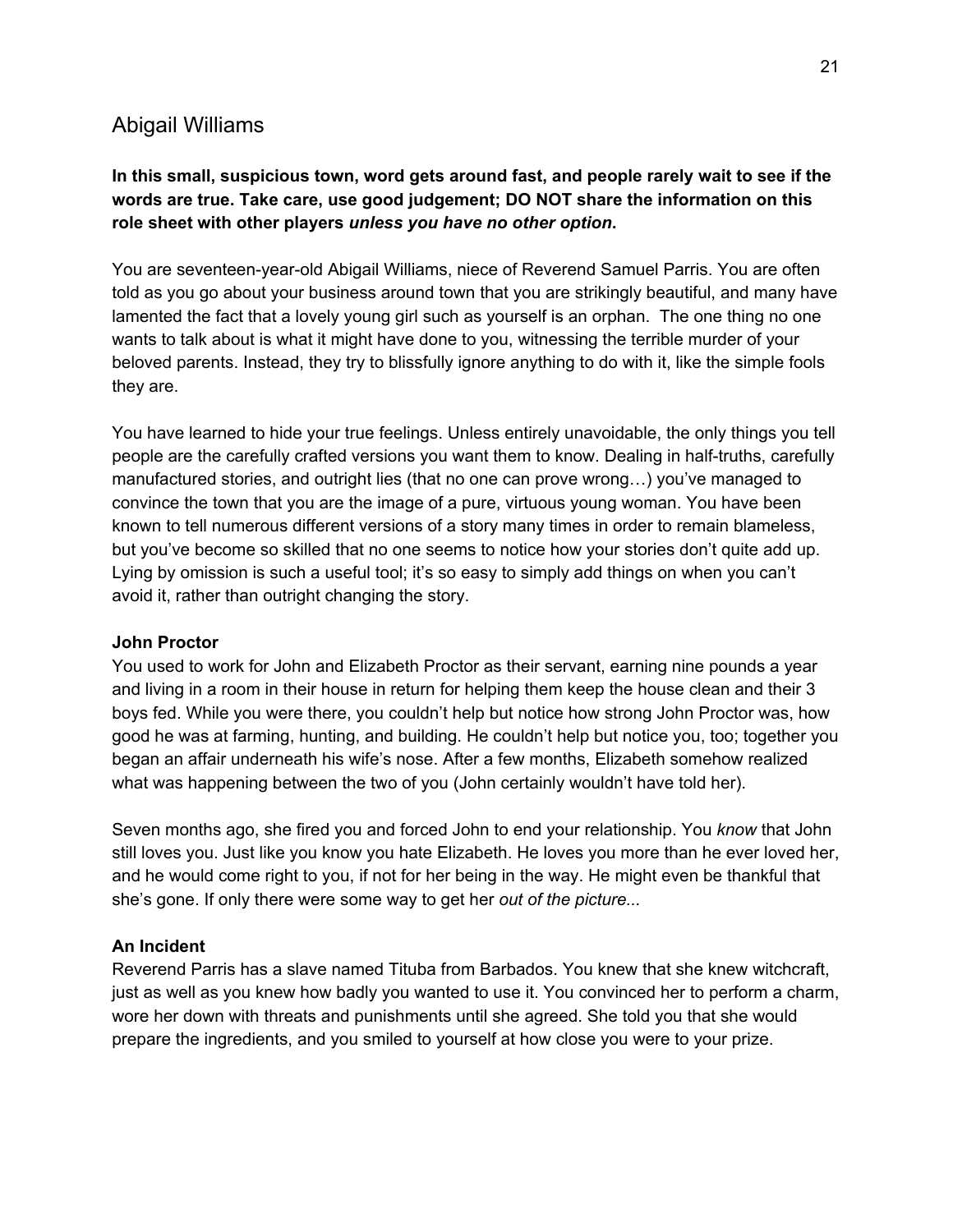## Abigail Williams

**In this small, suspicious town, word gets around fast, and people rarely wait to see if the words are true. Take care, use good judgement; DO NOT share the information on this role sheet with other players *unless you have no other option*.**

You are seventeen-year-old Abigail Williams, niece of Reverend Samuel Parris. You are often told as you go about your business around town that you are strikingly beautiful, and many have lamented the fact that a lovely young girl such as yourself is an orphan. The one thing no one wants to talk about is what it might have done to you, witnessing the terrible murder of your beloved parents. Instead, they try to blissfully ignore anything to do with it, like the simple fools they are.

You have learned to hide your true feelings. Unless entirely unavoidable, the only things you tell people are the carefully crafted versions you want them to know. Dealing in half-truths, carefully manufactured stories, and outright lies (that no one can prove wrong…) you've managed to convince the town that you are the image of a pure, virtuous young woman. You have been known to tell numerous different versions of a story many times in order to remain blameless, but you've become so skilled that no one seems to notice how your stories don't quite add up. Lying by omission is such a useful tool; it's so easy to simply add things on when you can't avoid it, rather than outright changing the story.

**John Proctor**

You used to work for John and Elizabeth Proctor as their servant, earning nine pounds a year and living in a room in their house in return for helping them keep the house clean and their 3 boys fed. While you were there, you couldn't help but notice how strong John Proctor was, how good he was at farming, hunting, and building. He couldn't help but notice you, too; together you began an affair underneath his wife's nose. After a few months, Elizabeth somehow realized what was happening between the two of you (John certainly wouldn't have told her).

Seven months ago, she fired you and forced John to end your relationship. You *know* that John still loves you. Just like you know you hate Elizabeth. He loves you more than he ever loved her, and he would come right to you, if not for her being in the way. He might even be thankful that she's gone. If only there were some way to get her *out of the picture...*

**An Incident**

Reverend Parris has a slave named Tituba from Barbados. You knew that she knew witchcraft, just as well as you knew how badly you wanted to use it. You convinced her to perform a charm, wore her down with threats and punishments until she agreed. She told you that she would prepare the ingredients, and you smiled to yourself at how close you were to your prize.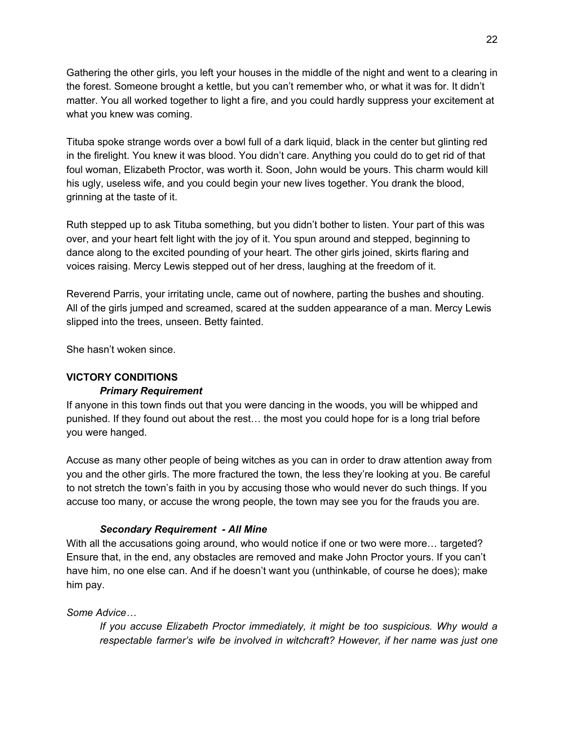Gathering the other girls, you left your houses in the middle of the night and went to a clearing in the forest. Someone brought a kettle, but you can't remember who, or what it was for. It didn't matter. You all worked together to light a fire, and you could hardly suppress your excitement at what you knew was coming.

Tituba spoke strange words over a bowl full of a dark liquid, black in the center but glinting red in the firelight. You knew it was blood. You didn't care. Anything you could do to get rid of that foul woman, Elizabeth Proctor, was worth it. Soon, John would be yours. This charm would kill his ugly, useless wife, and you could begin your new lives together. You drank the blood, grinning at the taste of it.

Ruth stepped up to ask Tituba something, but you didn't bother to listen. Your part of this was over, and your heart felt light with the joy of it. You spun around and stepped, beginning to dance along to the excited pounding of your heart. The other girls joined, skirts flaring and voices raising. Mercy Lewis stepped out of her dress, laughing at the freedom of it.

Reverend Parris, your irritating uncle, came out of nowhere, parting the bushes and shouting. All of the girls jumped and screamed, scared at the sudden appearance of a man. Mercy Lewis slipped into the trees, unseen. Betty fainted.

She hasn't woken since.

**VICTORY CONDITIONS**

***Primary Requirement***

If anyone in this town finds out that you were dancing in the woods, you will be whipped and punished. If they found out about the rest… the most you could hope for is a long trial before you were hanged.

Accuse as many other people of being witches as you can in order to draw attention away from you and the other girls. The more fractured the town, the less they're looking at you. Be careful to not stretch the town's faith in you by accusing those who would never do such things. If you accuse too many, or accuse the wrong people, the town may see you for the frauds you are.

***Secondary Requirement - All Mine***

With all the accusations going around, who would notice if one or two were more… targeted? Ensure that, in the end, any obstacles are removed and make John Proctor yours. If you can't have him, no one else can. And if he doesn't want you (unthinkable, of course he does); make him pay.

*Some Advice…*

> *If you accuse Elizabeth Proctor immediately, it might be too suspicious. Why would a respectable farmer's wife be involved in witchcraft? However, if her name was just one*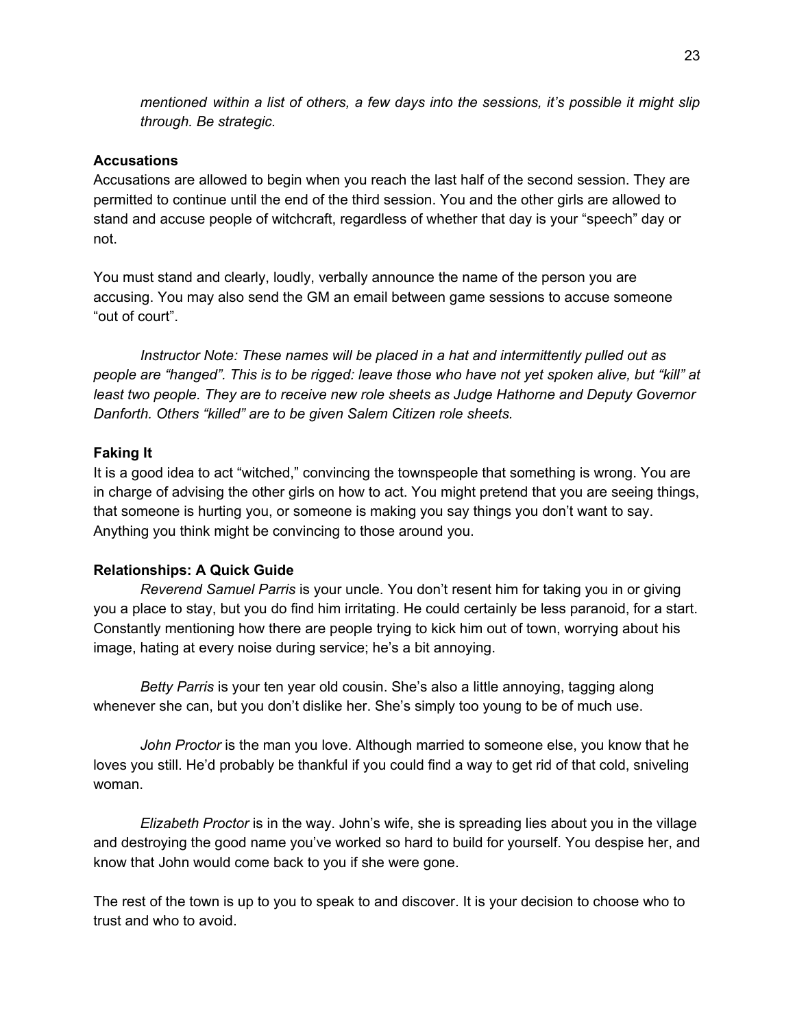*mentioned within a list of others, a few days into the sessions, it's possible it might slip through. Be strategic.*

**Accusations**

Accusations are allowed to begin when you reach the last half of the second session. They are permitted to continue until the end of the third session. You and the other girls are allowed to stand and accuse people of witchcraft, regardless of whether that day is your "speech" day or not.

You must stand and clearly, loudly, verbally announce the name of the person you are accusing. You may also send the GM an email between game sessions to accuse someone "out of court".

*Instructor Note: These names will be placed in a hat and intermittently pulled out as people are "hanged". This is to be rigged: leave those who have not yet spoken alive, but "kill" at least two people. They are to receive new role sheets as Judge Hathorne and Deputy Governor Danforth. Others "killed" are to be given Salem Citizen role sheets.*

**Faking It**

It is a good idea to act "witched," convincing the townspeople that something is wrong. You are in charge of advising the other girls on how to act. You might pretend that you are seeing things, that someone is hurting you, or someone is making you say things you don't want to say. Anything you think might be convincing to those around you.

**Relationships: A Quick Guide**

*Reverend Samuel Parris* is your uncle. You don't resent him for taking you in or giving you a place to stay, but you do find him irritating. He could certainly be less paranoid, for a start. Constantly mentioning how there are people trying to kick him out of town, worrying about his image, hating at every noise during service; he's a bit annoying.

*Betty Parris* is your ten year old cousin. She's also a little annoying, tagging along whenever she can, but you don't dislike her. She's simply too young to be of much use.

*John Proctor* is the man you love. Although married to someone else, you know that he loves you still. He'd probably be thankful if you could find a way to get rid of that cold, sniveling woman.

*Elizabeth Proctor* is in the way. John's wife, she is spreading lies about you in the village and destroying the good name you've worked so hard to build for yourself. You despise her, and know that John would come back to you if she were gone.

The rest of the town is up to you to speak to and discover. It is your decision to choose who to trust and who to avoid.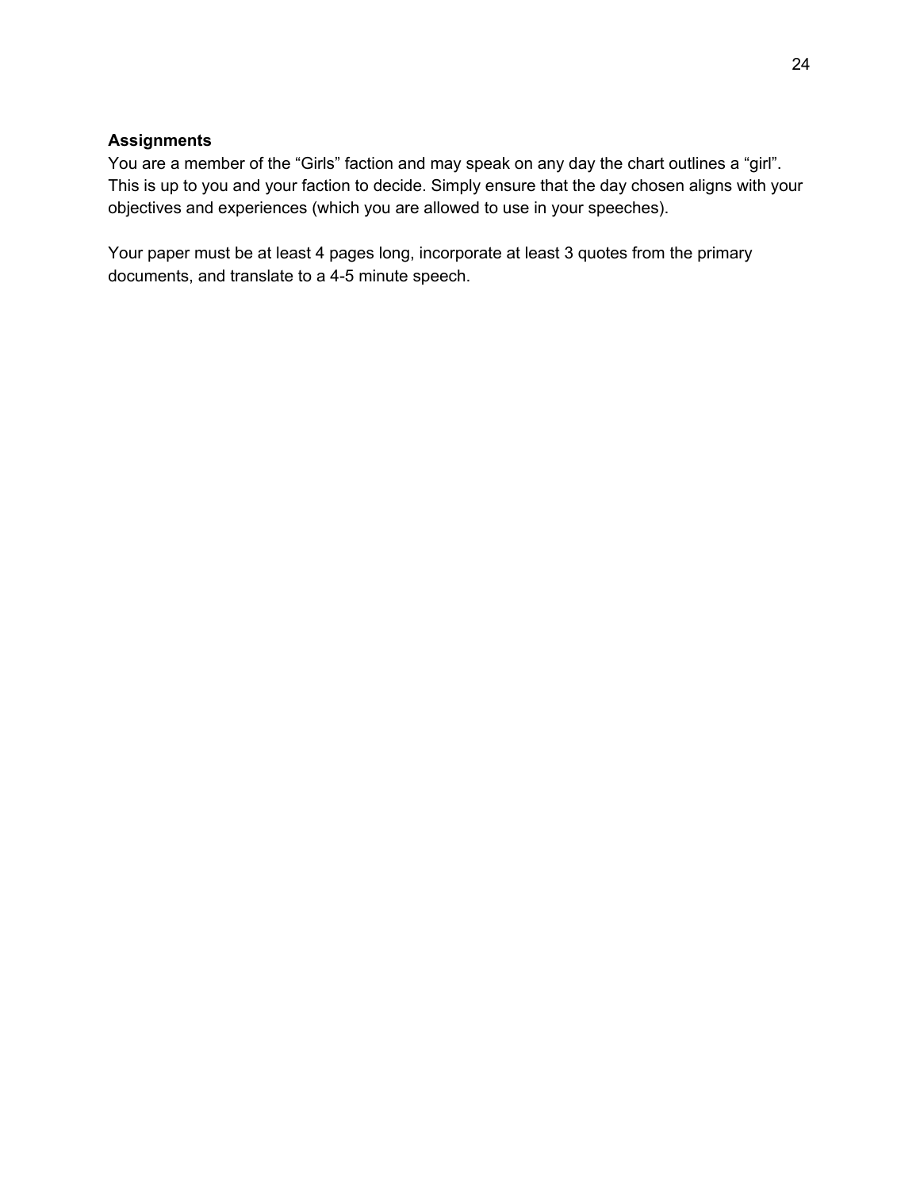**Assignments**

You are a member of the “Girls” faction and may speak on any day the chart outlines a “girl”. This is up to you and your faction to decide. Simply ensure that the day chosen aligns with your objectives and experiences (which you are allowed to use in your speeches).

Your paper must be at least 4 pages long, incorporate at least 3 quotes from the primary documents, and translate to a 4-5 minute speech.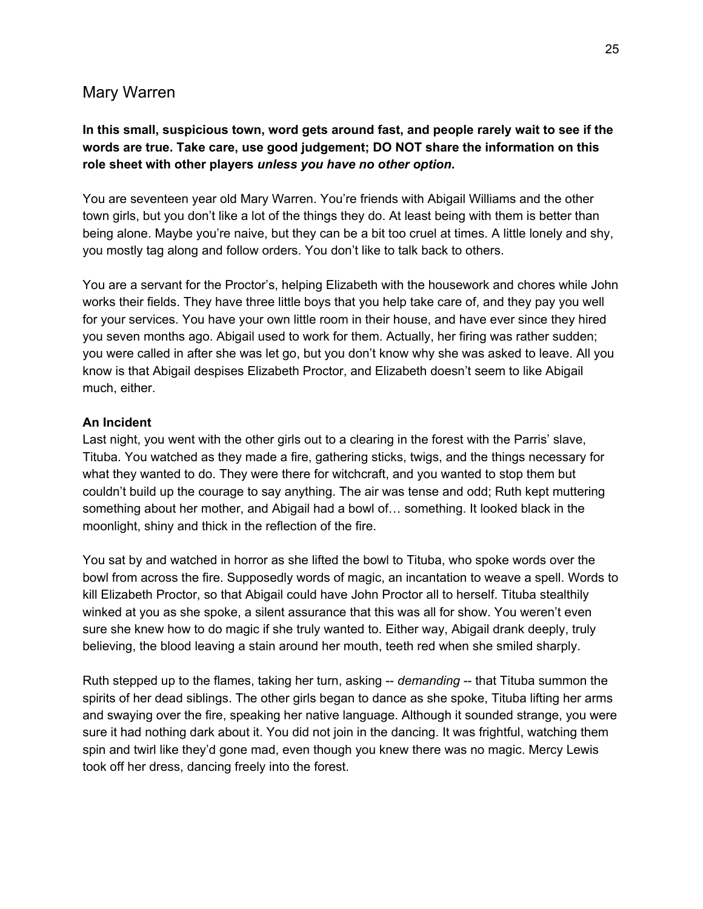## Mary Warren

**In this small, suspicious town, word gets around fast, and people rarely wait to see if the words are true. Take care, use good judgement; DO NOT share the information on this role sheet with other players *unless you have no other option*.**

You are seventeen year old Mary Warren. You're friends with Abigail Williams and the other town girls, but you don't like a lot of the things they do. At least being with them is better than being alone. Maybe you're naive, but they can be a bit too cruel at times. A little lonely and shy, you mostly tag along and follow orders. You don't like to talk back to others.

You are a servant for the Proctor's, helping Elizabeth with the housework and chores while John works their fields. They have three little boys that you help take care of, and they pay you well for your services. You have your own little room in their house, and have ever since they hired you seven months ago. Abigail used to work for them. Actually, her firing was rather sudden; you were called in after she was let go, but you don't know why she was asked to leave. All you know is that Abigail despises Elizabeth Proctor, and Elizabeth doesn't seem to like Abigail much, either.

### An Incident

Last night, you went with the other girls out to a clearing in the forest with the Parris' slave, Tituba. You watched as they made a fire, gathering sticks, twigs, and the things necessary for what they wanted to do. They were there for witchcraft, and you wanted to stop them but couldn't build up the courage to say anything. The air was tense and odd; Ruth kept muttering something about her mother, and Abigail had a bowl of… something. It looked black in the moonlight, shiny and thick in the reflection of the fire.

You sat by and watched in horror as she lifted the bowl to Tituba, who spoke words over the bowl from across the fire. Supposedly words of magic, an incantation to weave a spell. Words to kill Elizabeth Proctor, so that Abigail could have John Proctor all to herself. Tituba stealthily winked at you as she spoke, a silent assurance that this was all for show. You weren't even sure she knew how to do magic if she truly wanted to. Either way, Abigail drank deeply, truly believing, the blood leaving a stain around her mouth, teeth red when she smiled sharply.

Ruth stepped up to the flames, taking her turn, asking -- *demanding* -- that Tituba summon the spirits of her dead siblings. The other girls began to dance as she spoke, Tituba lifting her arms and swaying over the fire, speaking her native language. Although it sounded strange, you were sure it had nothing dark about it. You did not join in the dancing. It was frightful, watching them spin and twirl like they'd gone mad, even though you knew there was no magic. Mercy Lewis took off her dress, dancing freely into the forest.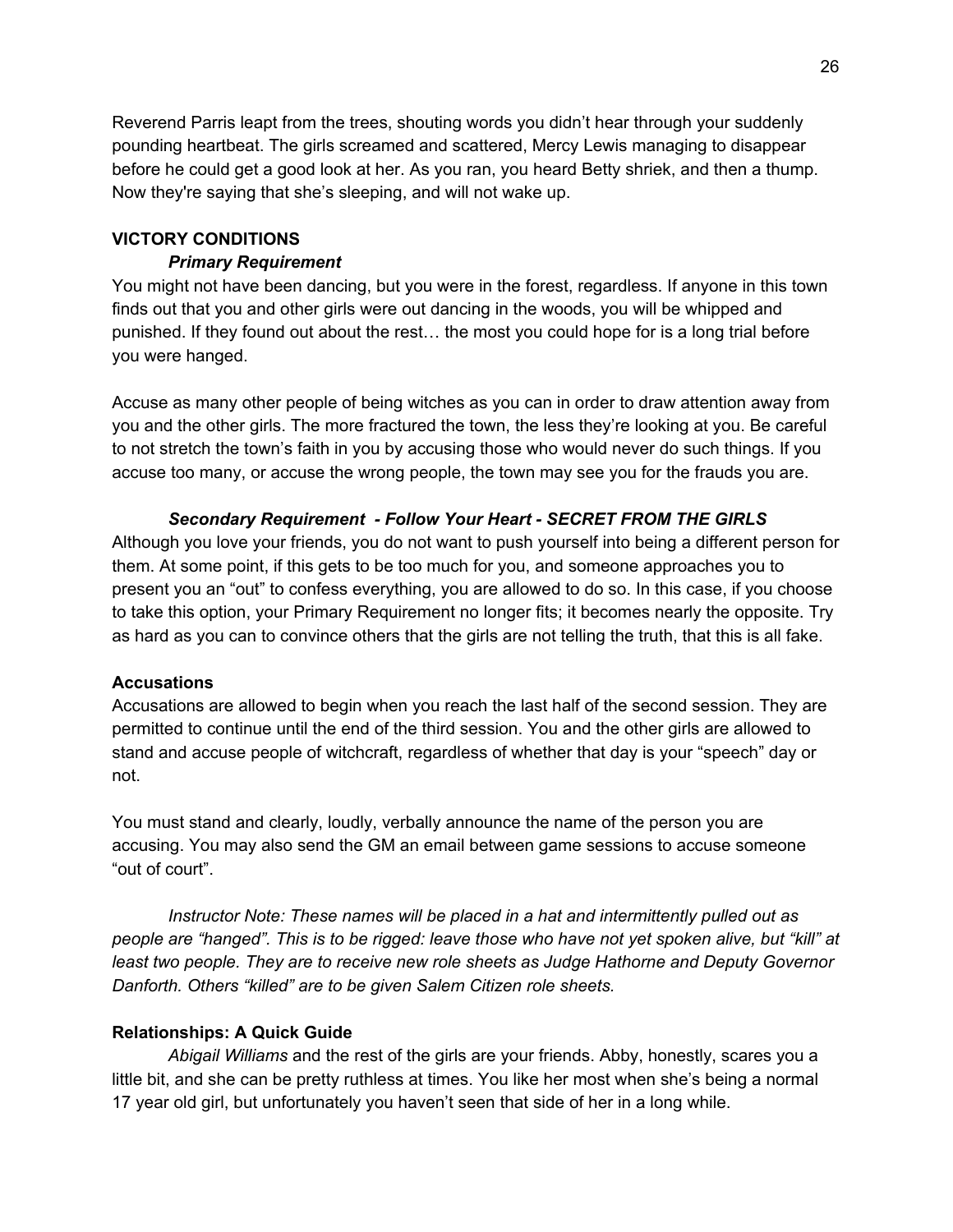Reverend Parris leapt from the trees, shouting words you didn't hear through your suddenly pounding heartbeat. The girls screamed and scattered, Mercy Lewis managing to disappear before he could get a good look at her. As you ran, you heard Betty shriek, and then a thump. Now they're saying that she's sleeping, and will not wake up.

**VICTORY CONDITIONS**

***Primary Requirement***

You might not have been dancing, but you were in the forest, regardless. If anyone in this town finds out that you and other girls were out dancing in the woods, you will be whipped and punished. If they found out about the rest… the most you could hope for is a long trial before you were hanged.

Accuse as many other people of being witches as you can in order to draw attention away from you and the other girls. The more fractured the town, the less they're looking at you. Be careful to not stretch the town's faith in you by accusing those who would never do such things. If you accuse too many, or accuse the wrong people, the town may see you for the frauds you are.

***Secondary Requirement - Follow Your Heart - SECRET FROM THE GIRLS***

Although you love your friends, you do not want to push yourself into being a different person for them. At some point, if this gets to be too much for you, and someone approaches you to present you an "out" to confess everything, you are allowed to do so. In this case, if you choose to take this option, your Primary Requirement no longer fits; it becomes nearly the opposite. Try as hard as you can to convince others that the girls are not telling the truth, that this is all fake.

**Accusations**

Accusations are allowed to begin when you reach the last half of the second session. They are permitted to continue until the end of the third session. You and the other girls are allowed to stand and accuse people of witchcraft, regardless of whether that day is your "speech" day or not.

You must stand and clearly, loudly, verbally announce the name of the person you are accusing. You may also send the GM an email between game sessions to accuse someone "out of court".

*Instructor Note: These names will be placed in a hat and intermittently pulled out as people are "hanged". This is to be rigged: leave those who have not yet spoken alive, but "kill" at least two people. They are to receive new role sheets as Judge Hathorne and Deputy Governor Danforth. Others "killed" are to be given Salem Citizen role sheets.*

**Relationships: A Quick Guide**

*Abigail Williams* and the rest of the girls are your friends. Abby, honestly, scares you a little bit, and she can be pretty ruthless at times. You like her most when she's being a normal 17 year old girl, but unfortunately you haven't seen that side of her in a long while.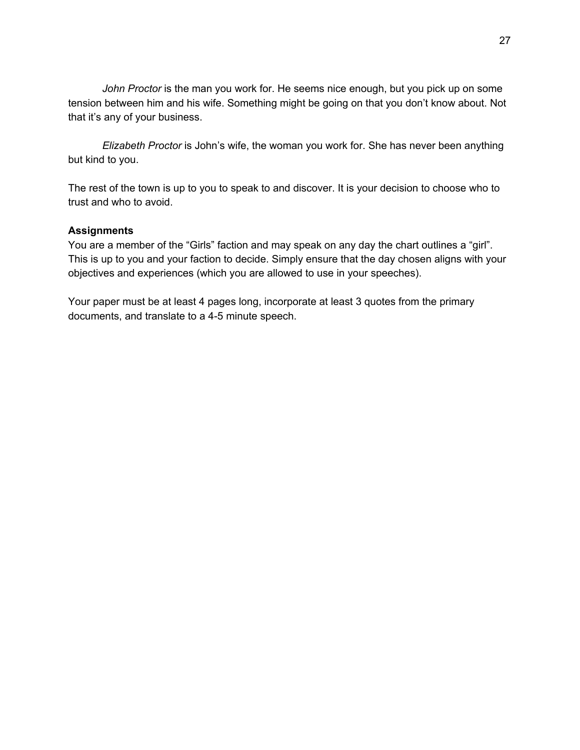*John Proctor* is the man you work for. He seems nice enough, but you pick up on some tension between him and his wife. Something might be going on that you don't know about. Not that it's any of your business.

*Elizabeth Proctor* is John's wife, the woman you work for. She has never been anything but kind to you.

The rest of the town is up to you to speak to and discover. It is your decision to choose who to trust and who to avoid.

**Assignments**

You are a member of the "Girls" faction and may speak on any day the chart outlines a "girl". This is up to you and your faction to decide. Simply ensure that the day chosen aligns with your objectives and experiences (which you are allowed to use in your speeches).

Your paper must be at least 4 pages long, incorporate at least 3 quotes from the primary documents, and translate to a 4-5 minute speech.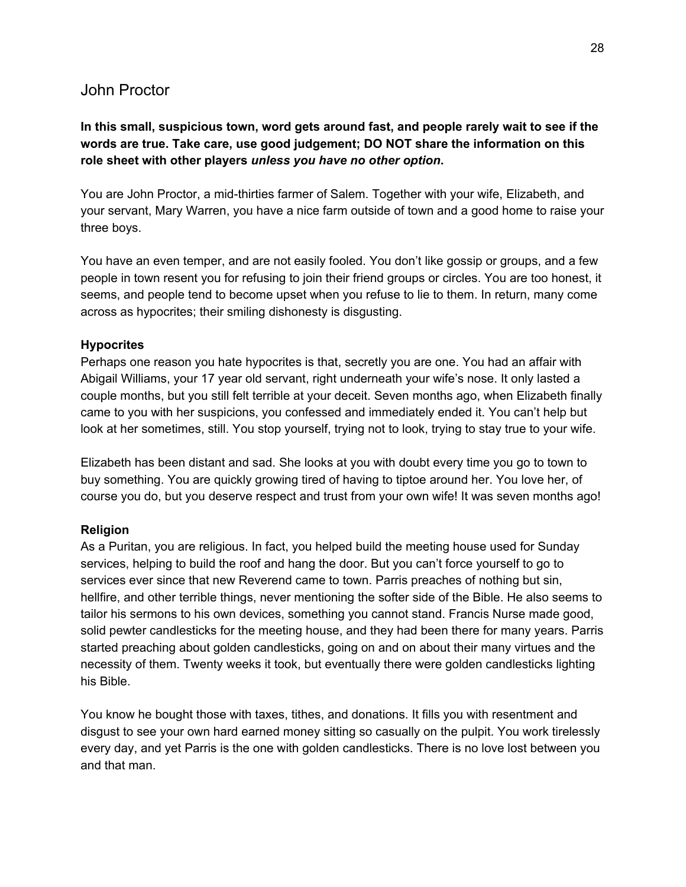# John Proctor

**In this small, suspicious town, word gets around fast, and people rarely wait to see if the words are true. Take care, use good judgement; DO NOT share the information on this role sheet with other players *unless you have no other option*.**

You are John Proctor, a mid-thirties farmer of Salem. Together with your wife, Elizabeth, and your servant, Mary Warren, you have a nice farm outside of town and a good home to raise your three boys.

You have an even temper, and are not easily fooled. You don't like gossip or groups, and a few people in town resent you for refusing to join their friend groups or circles. You are too honest, it seems, and people tend to become upset when you refuse to lie to them. In return, many come across as hypocrites; their smiling dishonesty is disgusting.

### Hypocrites

Perhaps one reason you hate hypocrites is that, secretly you are one. You had an affair with Abigail Williams, your 17 year old servant, right underneath your wife's nose. It only lasted a couple months, but you still felt terrible at your deceit. Seven months ago, when Elizabeth finally came to you with her suspicions, you confessed and immediately ended it. You can't help but look at her sometimes, still. You stop yourself, trying not to look, trying to stay true to your wife.

Elizabeth has been distant and sad. She looks at you with doubt every time you go to town to buy something. You are quickly growing tired of having to tiptoe around her. You love her, of course you do, but you deserve respect and trust from your own wife! It was seven months ago!

### Religion

As a Puritan, you are religious. In fact, you helped build the meeting house used for Sunday services, helping to build the roof and hang the door. But you can't force yourself to go to services ever since that new Reverend came to town. Parris preaches of nothing but sin, hellfire, and other terrible things, never mentioning the softer side of the Bible. He also seems to tailor his sermons to his own devices, something you cannot stand. Francis Nurse made good, solid pewter candlesticks for the meeting house, and they had been there for many years. Parris started preaching about golden candlesticks, going on and on about their many virtues and the necessity of them. Twenty weeks it took, but eventually there were golden candlesticks lighting his Bible.

You know he bought those with taxes, tithes, and donations. It fills you with resentment and disgust to see your own hard earned money sitting so casually on the pulpit. You work tirelessly every day, and yet Parris is the one with golden candlesticks. There is no love lost between you and that man.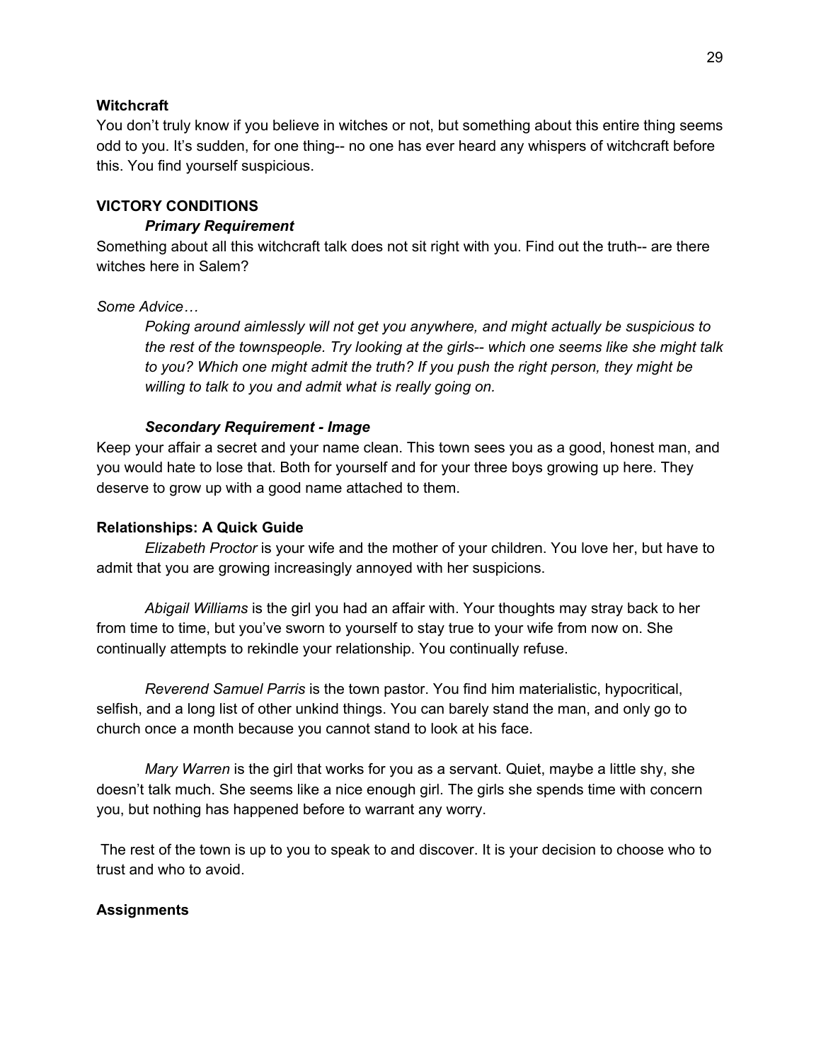**Witchcraft**

You don't truly know if you believe in witches or not, but something about this entire thing seems odd to you. It's sudden, for one thing-- no one has ever heard any whispers of witchcraft before this. You find yourself suspicious.

**VICTORY CONDITIONS**

***Primary Requirement***

Something about all this witchcraft talk does not sit right with you. Find out the truth-- are there witches here in Salem?

*Some Advice…*

> *Poking around aimlessly will not get you anywhere, and might actually be suspicious to the rest of the townspeople. Try looking at the girls-- which one seems like she might talk to you? Which one might admit the truth? If you push the right person, they might be willing to talk to you and admit what is really going on.*

***Secondary Requirement - Image***

Keep your affair a secret and your name clean. This town sees you as a good, honest man, and you would hate to lose that. Both for yourself and for your three boys growing up here. They deserve to grow up with a good name attached to them.

**Relationships: A Quick Guide**

*Elizabeth Proctor* is your wife and the mother of your children. You love her, but have to admit that you are growing increasingly annoyed with her suspicions.

*Abigail Williams* is the girl you had an affair with. Your thoughts may stray back to her from time to time, but you've sworn to yourself to stay true to your wife from now on. She continually attempts to rekindle your relationship. You continually refuse.

*Reverend Samuel Parris* is the town pastor. You find him materialistic, hypocritical, selfish, and a long list of other unkind things. You can barely stand the man, and only go to church once a month because you cannot stand to look at his face.

*Mary Warren* is the girl that works for you as a servant. Quiet, maybe a little shy, she doesn't talk much. She seems like a nice enough girl. The girls she spends time with concern you, but nothing has happened before to warrant any worry.

The rest of the town is up to you to speak to and discover. It is your decision to choose who to trust and who to avoid.

**Assignments**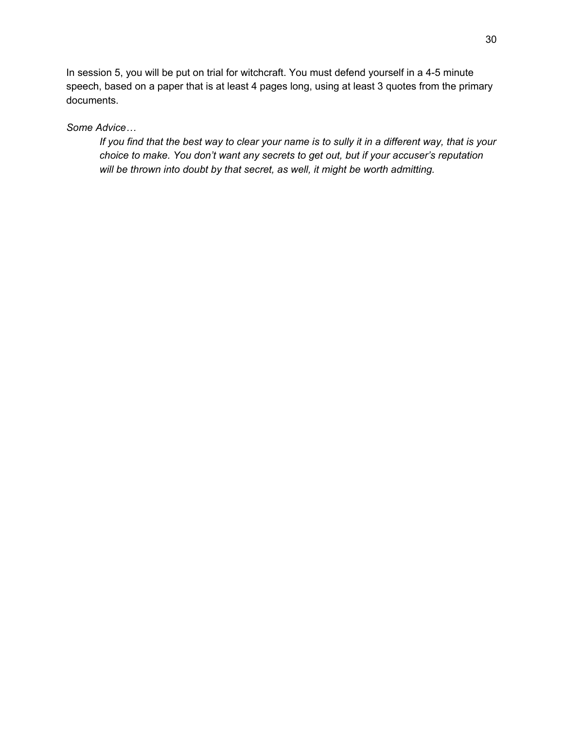In session 5, you will be put on trial for witchcraft. You must defend yourself in a 4-5 minute speech, based on a paper that is at least 4 pages long, using at least 3 quotes from the primary documents.

*Some Advice…*

> *If you find that the best way to clear your name is to sully it in a different way, that is your choice to make. You don't want any secrets to get out, but if your accuser's reputation will be thrown into doubt by that secret, as well, it might be worth admitting.*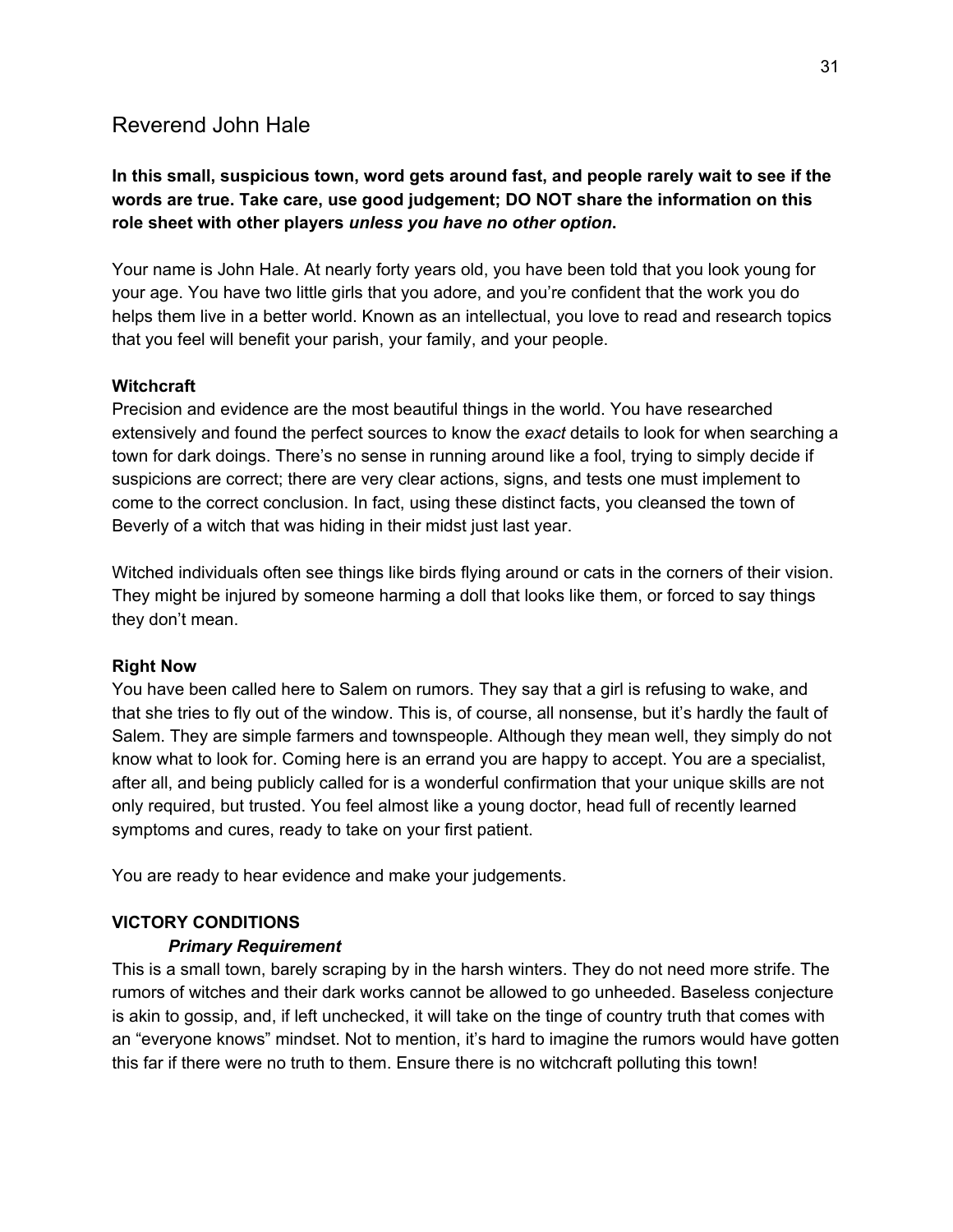# Reverend John Hale

**In this small, suspicious town, word gets around fast, and people rarely wait to see if the words are true. Take care, use good judgement; DO NOT share the information on this role sheet with other players *unless you have no other option*.**

Your name is John Hale. At nearly forty years old, you have been told that you look young for your age. You have two little girls that you adore, and you're confident that the work you do helps them live in a better world. Known as an intellectual, you love to read and research topics that you feel will benefit your parish, your family, and your people.

**Witchcraft**

Precision and evidence are the most beautiful things in the world. You have researched extensively and found the perfect sources to know the *exact* details to look for when searching a town for dark doings. There's no sense in running around like a fool, trying to simply decide if suspicions are correct; there are very clear actions, signs, and tests one must implement to come to the correct conclusion. In fact, using these distinct facts, you cleansed the town of Beverly of a witch that was hiding in their midst just last year.

Witched individuals often see things like birds flying around or cats in the corners of their vision. They might be injured by someone harming a doll that looks like them, or forced to say things they don't mean.

**Right Now**

You have been called here to Salem on rumors. They say that a girl is refusing to wake, and that she tries to fly out of the window. This is, of course, all nonsense, but it's hardly the fault of Salem. They are simple farmers and townspeople. Although they mean well, they simply do not know what to look for. Coming here is an errand you are happy to accept. You are a specialist, after all, and being publicly called for is a wonderful confirmation that your unique skills are not only required, but trusted. You feel almost like a young doctor, head full of recently learned symptoms and cures, ready to take on your first patient.

You are ready to hear evidence and make your judgements.

**VICTORY CONDITIONS**

***Primary Requirement***

This is a small town, barely scraping by in the harsh winters. They do not need more strife. The rumors of witches and their dark works cannot be allowed to go unheeded. Baseless conjecture is akin to gossip, and, if left unchecked, it will take on the tinge of country truth that comes with an "everyone knows" mindset. Not to mention, it's hard to imagine the rumors would have gotten this far if there were no truth to them. Ensure there is no witchcraft polluting this town!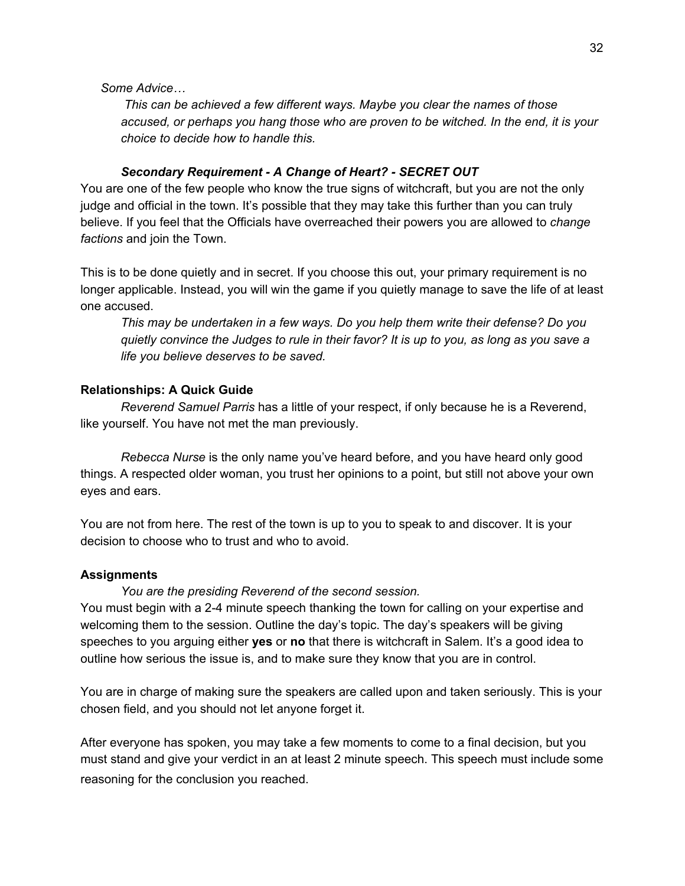*Some Advice…*

> *This can be achieved a few different ways. Maybe you clear the names of those accused, or perhaps you hang those who are proven to be witched. In the end, it is your choice to decide how to handle this.*

***Secondary Requirement - A Change of Heart? - SECRET OUT***

You are one of the few people who know the true signs of witchcraft, but you are not the only judge and official in the town. It's possible that they may take this further than you can truly believe. If you feel that the Officials have overreached their powers you are allowed to *change factions* and join the Town.

This is to be done quietly and in secret. If you choose this out, your primary requirement is no longer applicable. Instead, you will win the game if you quietly manage to save the life of at least one accused.

> *This may be undertaken in a few ways. Do you help them write their defense? Do you quietly convince the Judges to rule in their favor? It is up to you, as long as you save a life you believe deserves to be saved.*

**Relationships: A Quick Guide**

*Reverend Samuel Parris* has a little of your respect, if only because he is a Reverend, like yourself. You have not met the man previously.

*Rebecca Nurse* is the only name you've heard before, and you have heard only good things. A respected older woman, you trust her opinions to a point, but still not above your own eyes and ears.

You are not from here. The rest of the town is up to you to speak to and discover. It is your decision to choose who to trust and who to avoid.

**Assignments**

*You are the presiding Reverend of the second session.*

You must begin with a 2-4 minute speech thanking the town for calling on your expertise and welcoming them to the session. Outline the day's topic. The day's speakers will be giving speeches to you arguing either **yes** or **no** that there is witchcraft in Salem. It's a good idea to outline how serious the issue is, and to make sure they know that you are in control.

You are in charge of making sure the speakers are called upon and taken seriously. This is your chosen field, and you should not let anyone forget it.

After everyone has spoken, you may take a few moments to come to a final decision, but you must stand and give your verdict in an at least 2 minute speech. This speech must include some reasoning for the conclusion you reached.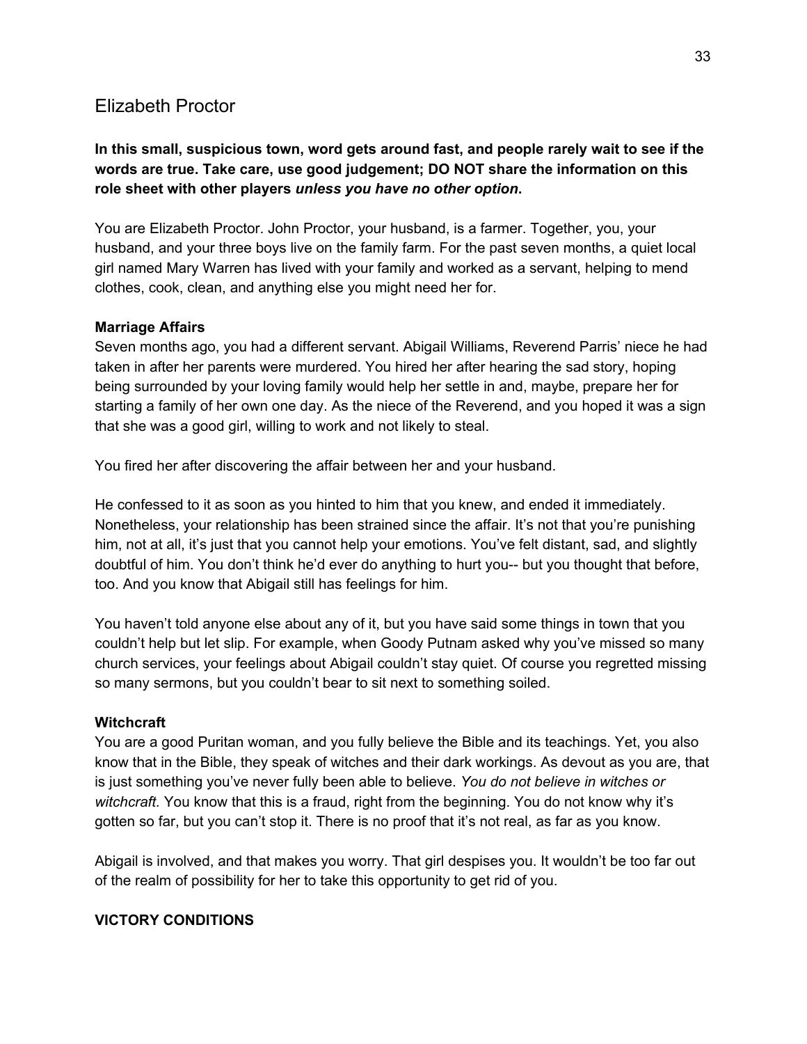## Elizabeth Proctor

**In this small, suspicious town, word gets around fast, and people rarely wait to see if the words are true. Take care, use good judgement; DO NOT share the information on this role sheet with other players *unless you have no other option*.**

You are Elizabeth Proctor. John Proctor, your husband, is a farmer. Together, you, your husband, and your three boys live on the family farm. For the past seven months, a quiet local girl named Mary Warren has lived with your family and worked as a servant, helping to mend clothes, cook, clean, and anything else you might need her for.

**Marriage Affairs**

Seven months ago, you had a different servant. Abigail Williams, Reverend Parris' niece he had taken in after her parents were murdered. You hired her after hearing the sad story, hoping being surrounded by your loving family would help her settle in and, maybe, prepare her for starting a family of her own one day. As the niece of the Reverend, and you hoped it was a sign that she was a good girl, willing to work and not likely to steal.

You fired her after discovering the affair between her and your husband.

He confessed to it as soon as you hinted to him that you knew, and ended it immediately. Nonetheless, your relationship has been strained since the affair. It's not that you're punishing him, not at all, it's just that you cannot help your emotions. You've felt distant, sad, and slightly doubtful of him. You don't think he'd ever do anything to hurt you-- but you thought that before, too. And you know that Abigail still has feelings for him.

You haven't told anyone else about any of it, but you have said some things in town that you couldn't help but let slip. For example, when Goody Putnam asked why you've missed so many church services, your feelings about Abigail couldn't stay quiet. Of course you regretted missing so many sermons, but you couldn't bear to sit next to something soiled.

**Witchcraft**

You are a good Puritan woman, and you fully believe the Bible and its teachings. Yet, you also know that in the Bible, they speak of witches and their dark workings. As devout as you are, that is just something you've never fully been able to believe. *You do not believe in witches or witchcraft.* You know that this is a fraud, right from the beginning. You do not know why it's gotten so far, but you can't stop it. There is no proof that it's not real, as far as you know.

Abigail is involved, and that makes you worry. That girl despises you. It wouldn't be too far out of the realm of possibility for her to take this opportunity to get rid of you.

**VICTORY CONDITIONS**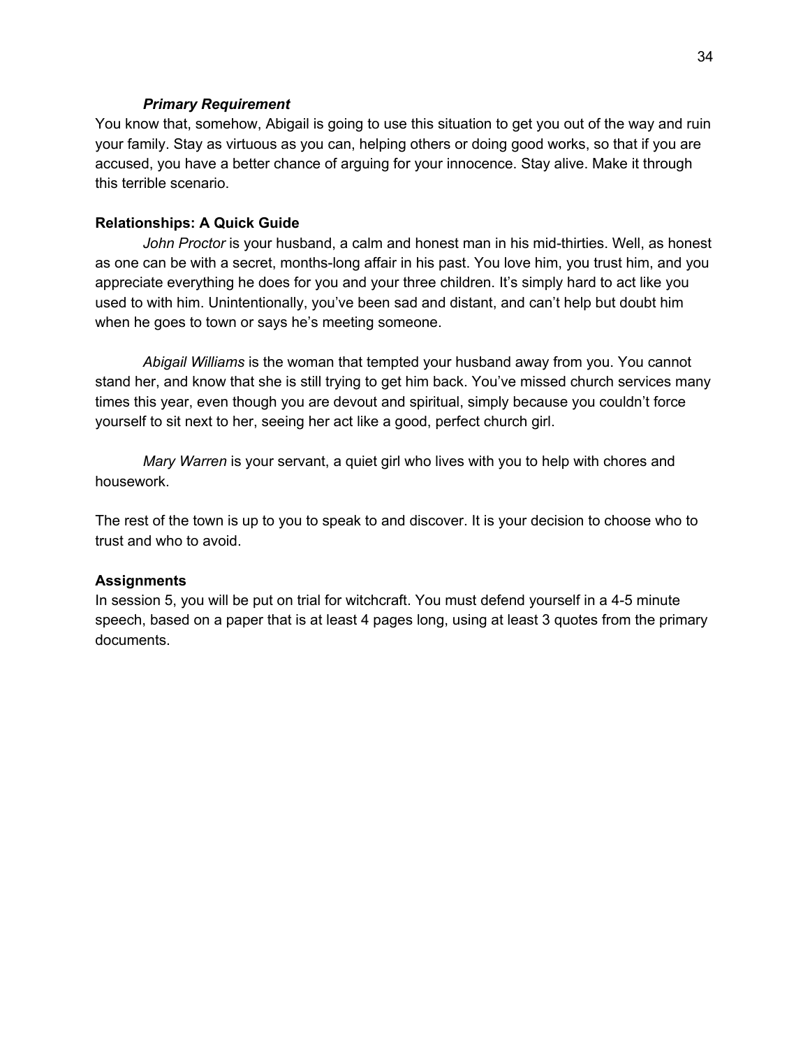### *Primary Requirement*

You know that, somehow, Abigail is going to use this situation to get you out of the way and ruin your family. Stay as virtuous as you can, helping others or doing good works, so that if you are accused, you have a better chance of arguing for your innocence. Stay alive. Make it through this terrible scenario.

## Relationships: A Quick Guide

*John Proctor* is your husband, a calm and honest man in his mid-thirties. Well, as honest as one can be with a secret, months-long affair in his past. You love him, you trust him, and you appreciate everything he does for you and your three children. It's simply hard to act like you used to with him. Unintentionally, you've been sad and distant, and can't help but doubt him when he goes to town or says he's meeting someone.

*Abigail Williams* is the woman that tempted your husband away from you. You cannot stand her, and know that she is still trying to get him back. You've missed church services many times this year, even though you are devout and spiritual, simply because you couldn't force yourself to sit next to her, seeing her act like a good, perfect church girl.

*Mary Warren* is your servant, a quiet girl who lives with you to help with chores and housework.

The rest of the town is up to you to speak to and discover. It is your decision to choose who to trust and who to avoid.

## Assignments

In session 5, you will be put on trial for witchcraft. You must defend yourself in a 4-5 minute speech, based on a paper that is at least 4 pages long, using at least 3 quotes from the primary documents.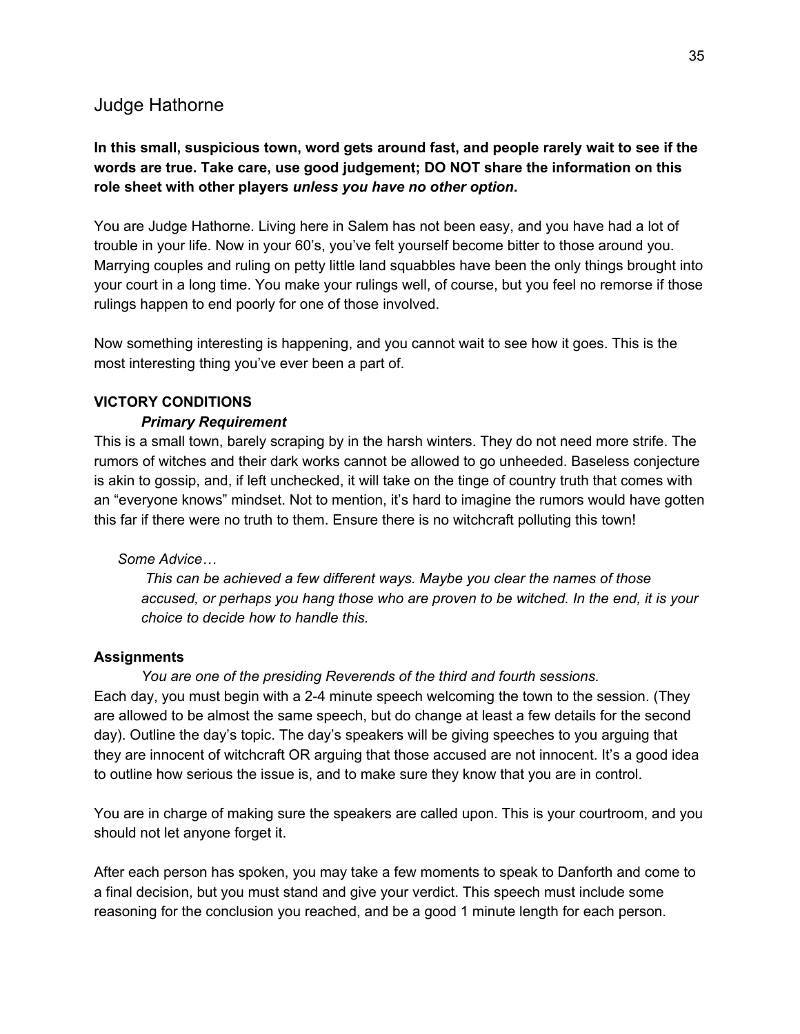## Judge Hathorne

**In this small, suspicious town, word gets around fast, and people rarely wait to see if the words are true. Take care, use good judgement; DO NOT share the information on this role sheet with other players *unless you have no other option*.**

You are Judge Hathorne. Living here in Salem has not been easy, and you have had a lot of trouble in your life. Now in your 60's, you've felt yourself become bitter to those around you. Marrying couples and ruling on petty little land squabbles have been the only things brought into your court in a long time. You make your rulings well, of course, but you feel no remorse if those rulings happen to end poorly for one of those involved.

Now something interesting is happening, and you cannot wait to see how it goes. This is the most interesting thing you've ever been a part of.

**VICTORY CONDITIONS**

***Primary Requirement***

This is a small town, barely scraping by in the harsh winters. They do not need more strife. The rumors of witches and their dark works cannot be allowed to go unheeded. Baseless conjecture is akin to gossip, and, if left unchecked, it will take on the tinge of country truth that comes with an "everyone knows" mindset. Not to mention, it's hard to imagine the rumors would have gotten this far if there were no truth to them. Ensure there is no witchcraft polluting this town!

*Some Advice…*

> *This can be achieved a few different ways. Maybe you clear the names of those accused, or perhaps you hang those who are proven to be witched. In the end, it is your choice to decide how to handle this.*

**Assignments**

*You are one of the presiding Reverends of the third and fourth sessions.*

Each day, you must begin with a 2-4 minute speech welcoming the town to the session. (They are allowed to be almost the same speech, but do change at least a few details for the second day). Outline the day's topic. The day's speakers will be giving speeches to you arguing that they are innocent of witchcraft OR arguing that those accused are not innocent. It's a good idea to outline how serious the issue is, and to make sure they know that you are in control.

You are in charge of making sure the speakers are called upon. This is your courtroom, and you should not let anyone forget it.

After each person has spoken, you may take a few moments to speak to Danforth and come to a final decision, but you must stand and give your verdict. This speech must include some reasoning for the conclusion you reached, and be a good 1 minute length for each person.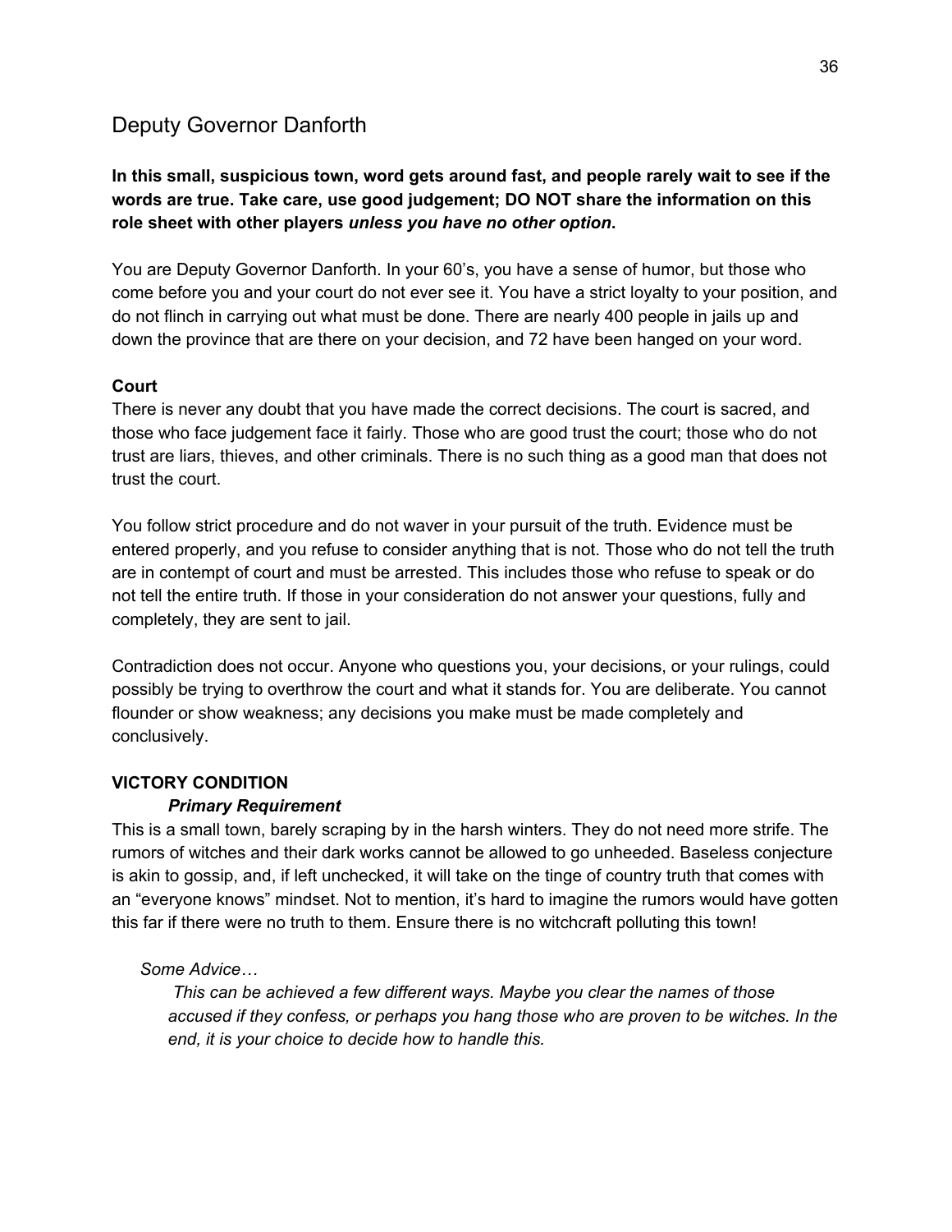## Deputy Governor Danforth

**In this small, suspicious town, word gets around fast, and people rarely wait to see if the words are true. Take care, use good judgement; DO NOT share the information on this role sheet with other players *unless you have no other option*.**

You are Deputy Governor Danforth. In your 60's, you have a sense of humor, but those who come before you and your court do not ever see it. You have a strict loyalty to your position, and do not flinch in carrying out what must be done. There are nearly 400 people in jails up and down the province that are there on your decision, and 72 have been hanged on your word.

### Court

There is never any doubt that you have made the correct decisions. The court is sacred, and those who face judgement face it fairly. Those who are good trust the court; those who do not trust are liars, thieves, and other criminals. There is no such thing as a good man that does not trust the court.

You follow strict procedure and do not waver in your pursuit of the truth. Evidence must be entered properly, and you refuse to consider anything that is not. Those who do not tell the truth are in contempt of court and must be arrested. This includes those who refuse to speak or do not tell the entire truth. If those in your consideration do not answer your questions, fully and completely, they are sent to jail.

Contradiction does not occur. Anyone who questions you, your decisions, or your rulings, could possibly be trying to overthrow the court and what it stands for. You are deliberate. You cannot flounder or show weakness; any decisions you make must be made completely and conclusively.

### VICTORY CONDITION

***Primary Requirement***

This is a small town, barely scraping by in the harsh winters. They do not need more strife. The rumors of witches and their dark works cannot be allowed to go unheeded. Baseless conjecture is akin to gossip, and, if left unchecked, it will take on the tinge of country truth that comes with an "everyone knows" mindset. Not to mention, it's hard to imagine the rumors would have gotten this far if there were no truth to them. Ensure there is no witchcraft polluting this town!

*Some Advice…*

*This can be achieved a few different ways. Maybe you clear the names of those accused if they confess, or perhaps you hang those who are proven to be witches. In the end, it is your choice to decide how to handle this.*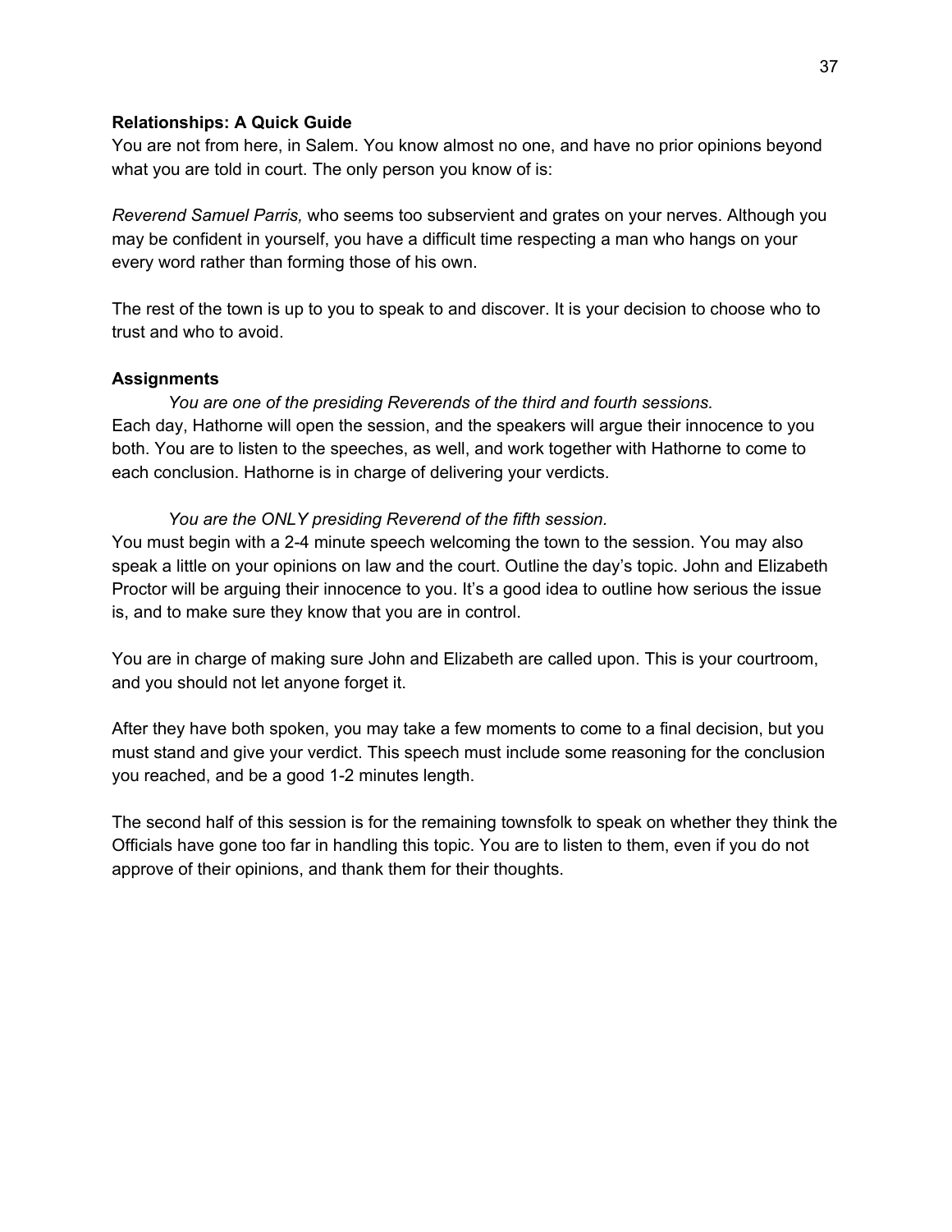**Relationships: A Quick Guide**

You are not from here, in Salem. You know almost no one, and have no prior opinions beyond what you are told in court. The only person you know of is:

*Reverend Samuel Parris,* who seems too subservient and grates on your nerves. Although you may be confident in yourself, you have a difficult time respecting a man who hangs on your every word rather than forming those of his own.

The rest of the town is up to you to speak to and discover. It is your decision to choose who to trust and who to avoid.

**Assignments**

*You are one of the presiding Reverends of the third and fourth sessions.*

Each day, Hathorne will open the session, and the speakers will argue their innocence to you both. You are to listen to the speeches, as well, and work together with Hathorne to come to each conclusion. Hathorne is in charge of delivering your verdicts.

*You are the ONLY presiding Reverend of the fifth session.*

You must begin with a 2-4 minute speech welcoming the town to the session. You may also speak a little on your opinions on law and the court. Outline the day's topic. John and Elizabeth Proctor will be arguing their innocence to you. It's a good idea to outline how serious the issue is, and to make sure they know that you are in control.

You are in charge of making sure John and Elizabeth are called upon. This is your courtroom, and you should not let anyone forget it.

After they have both spoken, you may take a few moments to come to a final decision, but you must stand and give your verdict. This speech must include some reasoning for the conclusion you reached, and be a good 1-2 minutes length.

The second half of this session is for the remaining townsfolk to speak on whether they think the Officials have gone too far in handling this topic. You are to listen to them, even if you do not approve of their opinions, and thank them for their thoughts.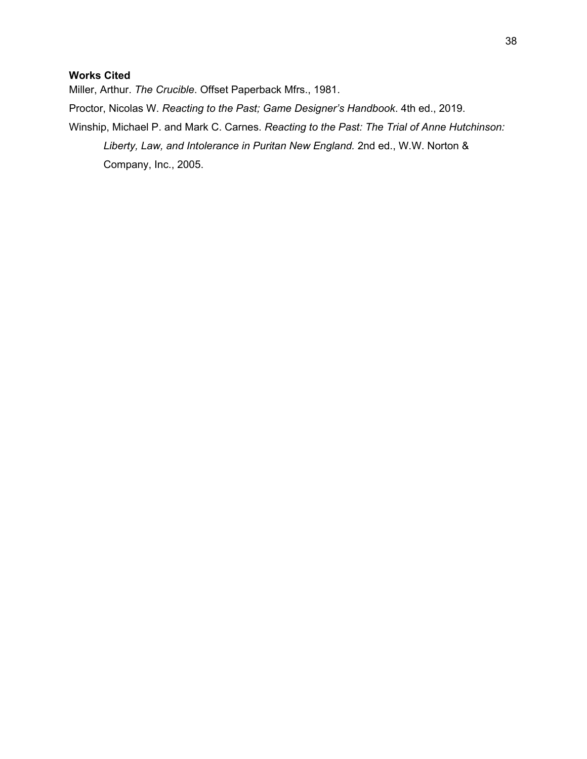**Works Cited**

Miller, Arthur. *The Crucible*. Offset Paperback Mfrs., 1981.

Proctor, Nicolas W. *Reacting to the Past; Game Designer's Handbook*. 4th ed., 2019.

Winship, Michael P. and Mark C. Carnes. *Reacting to the Past: The Trial of Anne Hutchinson: Liberty, Law, and Intolerance in Puritan New England.* 2nd ed., W.W. Norton & Company, Inc., 2005.